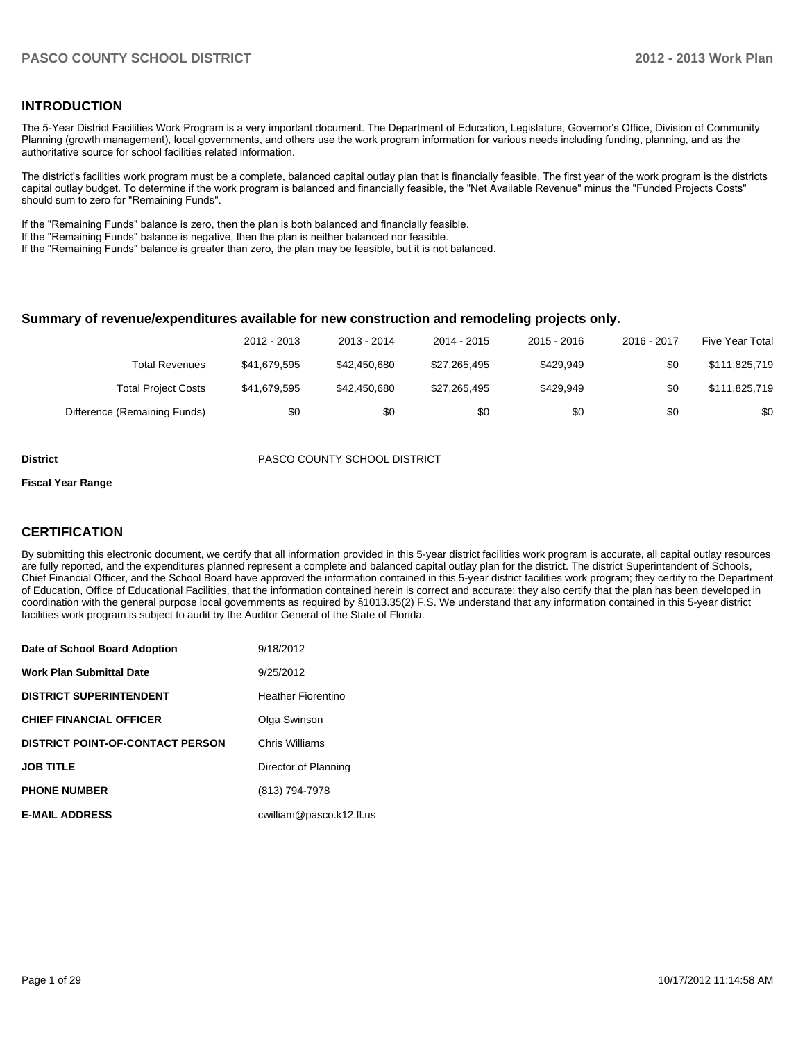## INTRODUCTION

The 5-Year District Facilities Work Program is a very important document. The Department of Education, Legislature, Governor's Office, Division of Community Planning (growth management), local governments, and others use the work program information for various needs including funding, planning, and as the authoritative source for school facilities related information.

The district's facilities work program must be a complete, balanced capital outlay plan that is financially feasible. The first year of the work program is the districts capital outlay budget. To determine if the work program is balanced and financially feasible, the "Net Available Revenue" minus the "Funded Projects Costs" should sum to zero for "Remaining Funds".

If the "Remaining Funds" balance is zero, then the plan is both balanced and financially feasible.
If the "Remaining Funds" balance is negative, then the plan is neither balanced nor feasible.
If the "Remaining Funds" balance is greater than zero, the plan may be feasible, but it is not balanced.

### Summary of revenue/expenditures available for new construction and remodeling projects only.

| | 2012 - 2013 | 2013 - 2014 | 2014 - 2015 | 2015 - 2016 | 2016 - 2017 | Five Year Total |
|---|---|---|---|---|---|---|
| Total Revenues | $41,679,595 | $42,450,680 | $27,265,495 | $429,949 | $0 | $111,825,719 |
| Total Project Costs | $41,679,595 | $42,450,680 | $27,265,495 | $429,949 | $0 | $111,825,719 |
| Difference (Remaining Funds) | $0 | $0 | $0 | $0 | $0 | $0 |

**District** PASCO COUNTY SCHOOL DISTRICT

**Fiscal Year Range**

## CERTIFICATION

By submitting this electronic document, we certify that all information provided in this 5-year district facilities work program is accurate, all capital outlay resources are fully reported, and the expenditures planned represent a complete and balanced capital outlay plan for the district. The district Superintendent of Schools, Chief Financial Officer, and the School Board have approved the information contained in this 5-year district facilities work program; they certify to the Department of Education, Office of Educational Facilities, that the information contained herein is correct and accurate; they also certify that the plan has been developed in coordination with the general purpose local governments as required by §1013.35(2) F.S. We understand that any information contained in this 5-year district facilities work program is subject to audit by the Auditor General of the State of Florida.

| | |
|---|---|
| **Date of School Board Adoption** | 9/18/2012 |
| **Work Plan Submittal Date** | 9/25/2012 |
| **DISTRICT SUPERINTENDENT** | Heather Fiorentino |
| **CHIEF FINANCIAL OFFICER** | Olga Swinson |
| **DISTRICT POINT-OF-CONTACT PERSON** | Chris Williams |
| **JOB TITLE** | Director of Planning |
| **PHONE NUMBER** | (813) 794-7978 |
| **E-MAIL ADDRESS** | cwilliam@pasco.k12.fl.us |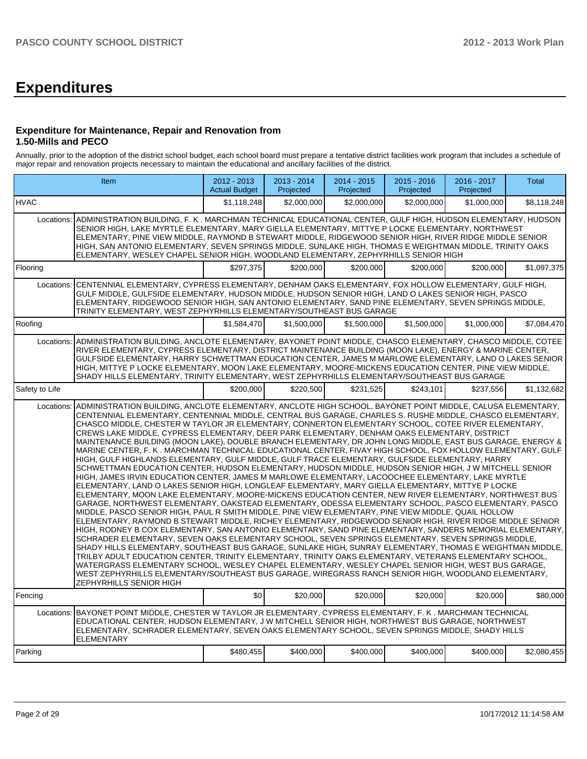# Expenditures

### Expenditure for Maintenance, Repair and Renovation from 1.50-Mills and PECO

Annually, prior to the adoption of the district school budget, each school board must prepare a tentative district facilities work program that includes a schedule of major repair and renovation projects necessary to maintain the educational and ancillary facilities of the district.

| Item | | 2012 - 2013 Actual Budget | 2013 - 2014 Projected | 2014 - 2015 Projected | 2015 - 2016 Projected | 2016 - 2017 Projected | Total |
|---|---|---|---|---|---|---|---|
| HVAC | | $1,118,248 | $2,000,000 | $2,000,000 | $2,000,000 | $1,000,000 | $8,118,248 |
| Locations: | ADMINISTRATION BUILDING, F. K . MARCHMAN TECHNICAL EDUCATIONAL CENTER, GULF HIGH, HUDSON ELEMENTARY, HUDSON SENIOR HIGH, LAKE MYRTLE ELEMENTARY, MARY GIELLA ELEMENTARY, MITTYE P LOCKE ELEMENTARY, NORTHWEST ELEMENTARY, PINE VIEW MIDDLE, RAYMOND B STEWART MIDDLE, RIDGEWOOD SENIOR HIGH, RIVER RIDGE MIDDLE SENIOR HIGH, SAN ANTONIO ELEMENTARY, SEVEN SPRINGS MIDDLE, SUNLAKE HIGH, THOMAS E WEIGHTMAN MIDDLE, TRINITY OAKS ELEMENTARY, WESLEY CHAPEL SENIOR HIGH, WOODLAND ELEMENTARY, ZEPHYRHILLS SENIOR HIGH | | | | | | |
| Flooring | | $297,375 | $200,000 | $200,000 | $200,000 | $200,000 | $1,097,375 |
| Locations: | CENTENNIAL ELEMENTARY, CYPRESS ELEMENTARY, DENHAM OAKS ELEMENTARY, FOX HOLLOW ELEMENTARY, GULF HIGH, GULF MIDDLE, GULFSIDE ELEMENTARY, HUDSON MIDDLE, HUDSON SENIOR HIGH, LAND O LAKES SENIOR HIGH, PASCO ELEMENTARY, RIDGEWOOD SENIOR HIGH, SAN ANTONIO ELEMENTARY, SAND PINE ELEMENTARY, SEVEN SPRINGS MIDDLE, TRINITY ELEMENTARY, WEST ZEPHYRHILLS ELEMENTARY/SOUTHEAST BUS GARAGE | | | | | | |
| Roofing | | $1,584,470 | $1,500,000 | $1,500,000 | $1,500,000 | $1,000,000 | $7,084,470 |
| Locations: | ADMINISTRATION BUILDING, ANCLOTE ELEMENTARY, BAYONET POINT MIDDLE, CHASCO ELEMENTARY, CHASCO MIDDLE, COTEE RIVER ELEMENTARY, CYPRESS ELEMENTARY, DISTRICT MAINTENANCE BUILDING (MOON LAKE), ENERGY & MARINE CENTER, GULFSIDE ELEMENTARY, HARRY SCHWETTMAN EDUCATION CENTER, JAMES M MARLOWE ELEMENTARY, LAND O LAKES SENIOR HIGH, MITTYE P LOCKE ELEMENTARY, MOON LAKE ELEMENTARY, MOORE-MICKENS EDUCATION CENTER, PINE VIEW MIDDLE, SHADY HILLS ELEMENTARY, TRINITY ELEMENTARY, WEST ZEPHYRHILLS ELEMENTARY/SOUTHEAST BUS GARAGE | | | | | | |
| Safety to Life | | $200,000 | $220,500 | $231,525 | $243,101 | $237,556 | $1,132,682 |
| Locations: | ADMINISTRATION BUILDING, ANCLOTE ELEMENTARY, ANCLOTE HIGH SCHOOL, BAYONET POINT MIDDLE, CALUSA ELEMENTARY, CENTENNIAL ELEMENTARY, CENTENNIAL MIDDLE, CENTRAL BUS GARAGE, CHARLES S. RUSHE MIDDLE, CHASCO ELEMENTARY, CHASCO MIDDLE, CHESTER W TAYLOR JR ELEMENTARY, CONNERTON ELEMENTARY SCHOOL, COTEE RIVER ELEMENTARY, CREWS LAKE MIDDLE, CYPRESS ELEMENTARY, DEER PARK ELEMENTARY, DENHAM OAKS ELEMENTARY, DISTRICT MAINTENANCE BUILDING (MOON LAKE), DOUBLE BRANCH ELEMENTARY, DR JOHN LONG MIDDLE, EAST BUS GARAGE, ENERGY & MARINE CENTER, F. K . MARCHMAN TECHNICAL EDUCATIONAL CENTER, FIVAY HIGH SCHOOL, FOX HOLLOW ELEMENTARY, GULF HIGH, GULF HIGHLANDS ELEMENTARY, GULF MIDDLE, GULF TRACE ELEMENTARY, GULFSIDE ELEMENTARY, HARRY SCHWETTMAN EDUCATION CENTER, HUDSON ELEMENTARY, HUDSON MIDDLE, HUDSON SENIOR HIGH, J W MITCHELL SENIOR HIGH, JAMES IRVIN EDUCATION CENTER, JAMES M MARLOWE ELEMENTARY, LACOOCHEE ELEMENTARY, LAKE MYRTLE ELEMENTARY, LAND O LAKES SENIOR HIGH, LONGLEAF ELEMENTARY, MARY GIELLA ELEMENTARY, MITTYE P LOCKE ELEMENTARY, MOON LAKE ELEMENTARY, MOORE-MICKENS EDUCATION CENTER, NEW RIVER ELEMENTARY, NORTHWEST BUS GARAGE, NORTHWEST ELEMENTARY, OAKSTEAD ELEMENTARY, ODESSA ELEMENTARY SCHOOL, PASCO ELEMENTARY, PASCO MIDDLE, PASCO SENIOR HIGH, PAUL R SMITH MIDDLE, PINE VIEW ELEMENTARY, PINE VIEW MIDDLE, QUAIL HOLLOW ELEMENTARY, RAYMOND B STEWART MIDDLE, RICHEY ELEMENTARY, RIDGEWOOD SENIOR HIGH, RIVER RIDGE MIDDLE SENIOR HIGH, RODNEY B COX ELEMENTARY, SAN ANTONIO ELEMENTARY, SAND PINE ELEMENTARY, SANDERS MEMORIAL ELEMENTARY, SCHRADER ELEMENTARY, SEVEN OAKS ELEMENTARY SCHOOL, SEVEN SPRINGS ELEMENTARY, SEVEN SPRINGS MIDDLE, SHADY HILLS ELEMENTARY, SOUTHEAST BUS GARAGE, SUNLAKE HIGH, SUNRAY ELEMENTARY, THOMAS E WEIGHTMAN MIDDLE, TRILBY ADULT EDUCATION CENTER, TRINITY ELEMENTARY, TRINITY OAKS ELEMENTARY, VETERANS ELEMENTARY SCHOOL, WATERGRASS ELEMENTARY SCHOOL, WESLEY CHAPEL ELEMENTARY, WESLEY CHAPEL SENIOR HIGH, WEST BUS GARAGE, WEST ZEPHYRHILLS ELEMENTARY/SOUTHEAST BUS GARAGE, WIREGRASS RANCH SENIOR HIGH, WOODLAND ELEMENTARY, ZEPHYRHILLS SENIOR HIGH | | | | | | |
| Fencing | | $0 | $20,000 | $20,000 | $20,000 | $20,000 | $80,000 |
| Locations: | BAYONET POINT MIDDLE, CHESTER W TAYLOR JR ELEMENTARY, CYPRESS ELEMENTARY, F. K . MARCHMAN TECHNICAL EDUCATIONAL CENTER, HUDSON ELEMENTARY, J W MITCHELL SENIOR HIGH, NORTHWEST BUS GARAGE, NORTHWEST ELEMENTARY, SCHRADER ELEMENTARY, SEVEN OAKS ELEMENTARY SCHOOL, SEVEN SPRINGS MIDDLE, SHADY HILLS ELEMENTARY | | | | | | |
| Parking | | $480,455 | $400,000 | $400,000 | $400,000 | $400,000 | $2,080,455 |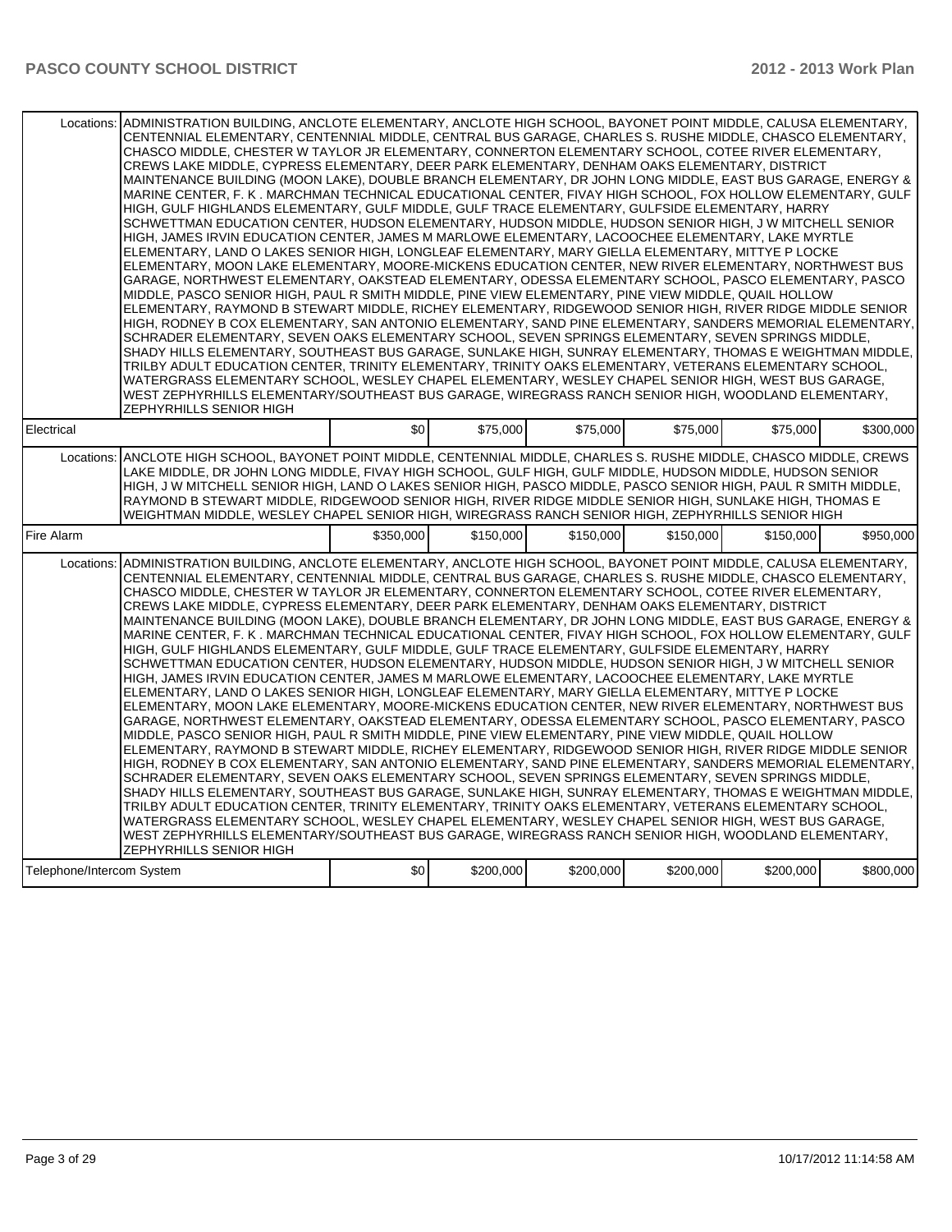| | | | | | | |
|---|---|---|---|---|---|---|
| Locations: | ADMINISTRATION BUILDING, ANCLOTE ELEMENTARY, ANCLOTE HIGH SCHOOL, BAYONET POINT MIDDLE, CALUSA ELEMENTARY, CENTENNIAL ELEMENTARY, CENTENNIAL MIDDLE, CENTRAL BUS GARAGE, CHARLES S. RUSHE MIDDLE, CHASCO ELEMENTARY, CHASCO MIDDLE, CHESTER W TAYLOR JR ELEMENTARY, CONNERTON ELEMENTARY SCHOOL, COTEE RIVER ELEMENTARY, CREWS LAKE MIDDLE, CYPRESS ELEMENTARY, DEER PARK ELEMENTARY, DENHAM OAKS ELEMENTARY, DISTRICT MAINTENANCE BUILDING (MOON LAKE), DOUBLE BRANCH ELEMENTARY, DR JOHN LONG MIDDLE, EAST BUS GARAGE, ENERGY & MARINE CENTER, F. K . MARCHMAN TECHNICAL EDUCATIONAL CENTER, FIVAY HIGH SCHOOL, FOX HOLLOW ELEMENTARY, GULF HIGH, GULF HIGHLANDS ELEMENTARY, GULF MIDDLE, GULF TRACE ELEMENTARY, GULFSIDE ELEMENTARY, HARRY SCHWETTMAN EDUCATION CENTER, HUDSON ELEMENTARY, HUDSON MIDDLE, HUDSON SENIOR HIGH, J W MITCHELL SENIOR HIGH, JAMES IRVIN EDUCATION CENTER, JAMES M MARLOWE ELEMENTARY, LACOOCHEE ELEMENTARY, LAKE MYRTLE ELEMENTARY, LAND O LAKES SENIOR HIGH, LONGLEAF ELEMENTARY, MARY GIELLA ELEMENTARY, MITTYE P LOCKE ELEMENTARY, MOON LAKE ELEMENTARY, MOORE-MICKENS EDUCATION CENTER, NEW RIVER ELEMENTARY, NORTHWEST BUS GARAGE, NORTHWEST ELEMENTARY, OAKSTEAD ELEMENTARY, ODESSA ELEMENTARY SCHOOL, PASCO ELEMENTARY, PASCO MIDDLE, PASCO SENIOR HIGH, PAUL R SMITH MIDDLE, PINE VIEW ELEMENTARY, PINE VIEW MIDDLE, QUAIL HOLLOW ELEMENTARY, RAYMOND B STEWART MIDDLE, RICHEY ELEMENTARY, RIDGEWOOD SENIOR HIGH, RIVER RIDGE MIDDLE SENIOR HIGH, RODNEY B COX ELEMENTARY, SAN ANTONIO ELEMENTARY, SAND PINE ELEMENTARY, SANDERS MEMORIAL ELEMENTARY, SCHRADER ELEMENTARY, SEVEN OAKS ELEMENTARY SCHOOL, SEVEN SPRINGS ELEMENTARY, SEVEN SPRINGS MIDDLE, SHADY HILLS ELEMENTARY, SOUTHEAST BUS GARAGE, SUNLAKE HIGH, SUNRAY ELEMENTARY, THOMAS E WEIGHTMAN MIDDLE, TRILBY ADULT EDUCATION CENTER, TRINITY ELEMENTARY, TRINITY OAKS ELEMENTARY, VETERANS ELEMENTARY SCHOOL, WATERGRASS ELEMENTARY SCHOOL, WESLEY CHAPEL ELEMENTARY, WESLEY CHAPEL SENIOR HIGH, WEST BUS GARAGE, WEST ZEPHYRHILLS ELEMENTARY/SOUTHEAST BUS GARAGE, WIREGRASS RANCH SENIOR HIGH, WOODLAND ELEMENTARY, ZEPHYRHILLS SENIOR HIGH | | | | | |
| Electrical | | $0 | $75,000 | $75,000 | $75,000 | $75,000 | $300,000 |
| Locations: | ANCLOTE HIGH SCHOOL, BAYONET POINT MIDDLE, CENTENNIAL MIDDLE, CHARLES S. RUSHE MIDDLE, CHASCO MIDDLE, CREWS LAKE MIDDLE, DR JOHN LONG MIDDLE, FIVAY HIGH SCHOOL, GULF HIGH, GULF MIDDLE, HUDSON MIDDLE, HUDSON SENIOR HIGH, J W MITCHELL SENIOR HIGH, LAND O LAKES SENIOR HIGH, PASCO MIDDLE, PASCO SENIOR HIGH, PAUL R SMITH MIDDLE, RAYMOND B STEWART MIDDLE, RIDGEWOOD SENIOR HIGH, RIVER RIDGE MIDDLE SENIOR HIGH, SUNLAKE HIGH, THOMAS E WEIGHTMAN MIDDLE, WESLEY CHAPEL SENIOR HIGH, WIREGRASS RANCH SENIOR HIGH, ZEPHYRHILLS SENIOR HIGH | | | | | |
| Fire Alarm | | $350,000 | $150,000 | $150,000 | $150,000 | $150,000 | $950,000 |
| Locations: | ADMINISTRATION BUILDING, ANCLOTE ELEMENTARY, ANCLOTE HIGH SCHOOL, BAYONET POINT MIDDLE, CALUSA ELEMENTARY, CENTENNIAL ELEMENTARY, CENTENNIAL MIDDLE, CENTRAL BUS GARAGE, CHARLES S. RUSHE MIDDLE, CHASCO ELEMENTARY, CHASCO MIDDLE, CHESTER W TAYLOR JR ELEMENTARY, CONNERTON ELEMENTARY SCHOOL, COTEE RIVER ELEMENTARY, CREWS LAKE MIDDLE, CYPRESS ELEMENTARY, DEER PARK ELEMENTARY, DENHAM OAKS ELEMENTARY, DISTRICT MAINTENANCE BUILDING (MOON LAKE), DOUBLE BRANCH ELEMENTARY, DR JOHN LONG MIDDLE, EAST BUS GARAGE, ENERGY & MARINE CENTER, F. K . MARCHMAN TECHNICAL EDUCATIONAL CENTER, FIVAY HIGH SCHOOL, FOX HOLLOW ELEMENTARY, GULF HIGH, GULF HIGHLANDS ELEMENTARY, GULF MIDDLE, GULF TRACE ELEMENTARY, GULFSIDE ELEMENTARY, HARRY SCHWETTMAN EDUCATION CENTER, HUDSON ELEMENTARY, HUDSON MIDDLE, HUDSON SENIOR HIGH, J W MITCHELL SENIOR HIGH, JAMES IRVIN EDUCATION CENTER, JAMES M MARLOWE ELEMENTARY, LACOOCHEE ELEMENTARY, LAKE MYRTLE ELEMENTARY, LAND O LAKES SENIOR HIGH, LONGLEAF ELEMENTARY, MARY GIELLA ELEMENTARY, MITTYE P LOCKE ELEMENTARY, MOON LAKE ELEMENTARY, MOORE-MICKENS EDUCATION CENTER, NEW RIVER ELEMENTARY, NORTHWEST BUS GARAGE, NORTHWEST ELEMENTARY, OAKSTEAD ELEMENTARY, ODESSA ELEMENTARY SCHOOL, PASCO ELEMENTARY, PASCO MIDDLE, PASCO SENIOR HIGH, PAUL R SMITH MIDDLE, PINE VIEW ELEMENTARY, PINE VIEW MIDDLE, QUAIL HOLLOW ELEMENTARY, RAYMOND B STEWART MIDDLE, RICHEY ELEMENTARY, RIDGEWOOD SENIOR HIGH, RIVER RIDGE MIDDLE SENIOR HIGH, RODNEY B COX ELEMENTARY, SAN ANTONIO ELEMENTARY, SAND PINE ELEMENTARY, SANDERS MEMORIAL ELEMENTARY, SCHRADER ELEMENTARY, SEVEN OAKS ELEMENTARY SCHOOL, SEVEN SPRINGS ELEMENTARY, SEVEN SPRINGS MIDDLE, SHADY HILLS ELEMENTARY, SOUTHEAST BUS GARAGE, SUNLAKE HIGH, SUNRAY ELEMENTARY, THOMAS E WEIGHTMAN MIDDLE, TRILBY ADULT EDUCATION CENTER, TRINITY ELEMENTARY, TRINITY OAKS ELEMENTARY, VETERANS ELEMENTARY SCHOOL, WATERGRASS ELEMENTARY SCHOOL, WESLEY CHAPEL ELEMENTARY, WESLEY CHAPEL SENIOR HIGH, WEST BUS GARAGE, WEST ZEPHYRHILLS ELEMENTARY/SOUTHEAST BUS GARAGE, WIREGRASS RANCH SENIOR HIGH, WOODLAND ELEMENTARY, ZEPHYRHILLS SENIOR HIGH | | | | | |
| Telephone/Intercom System | | $0 | $200,000 | $200,000 | $200,000 | $200,000 | $800,000 |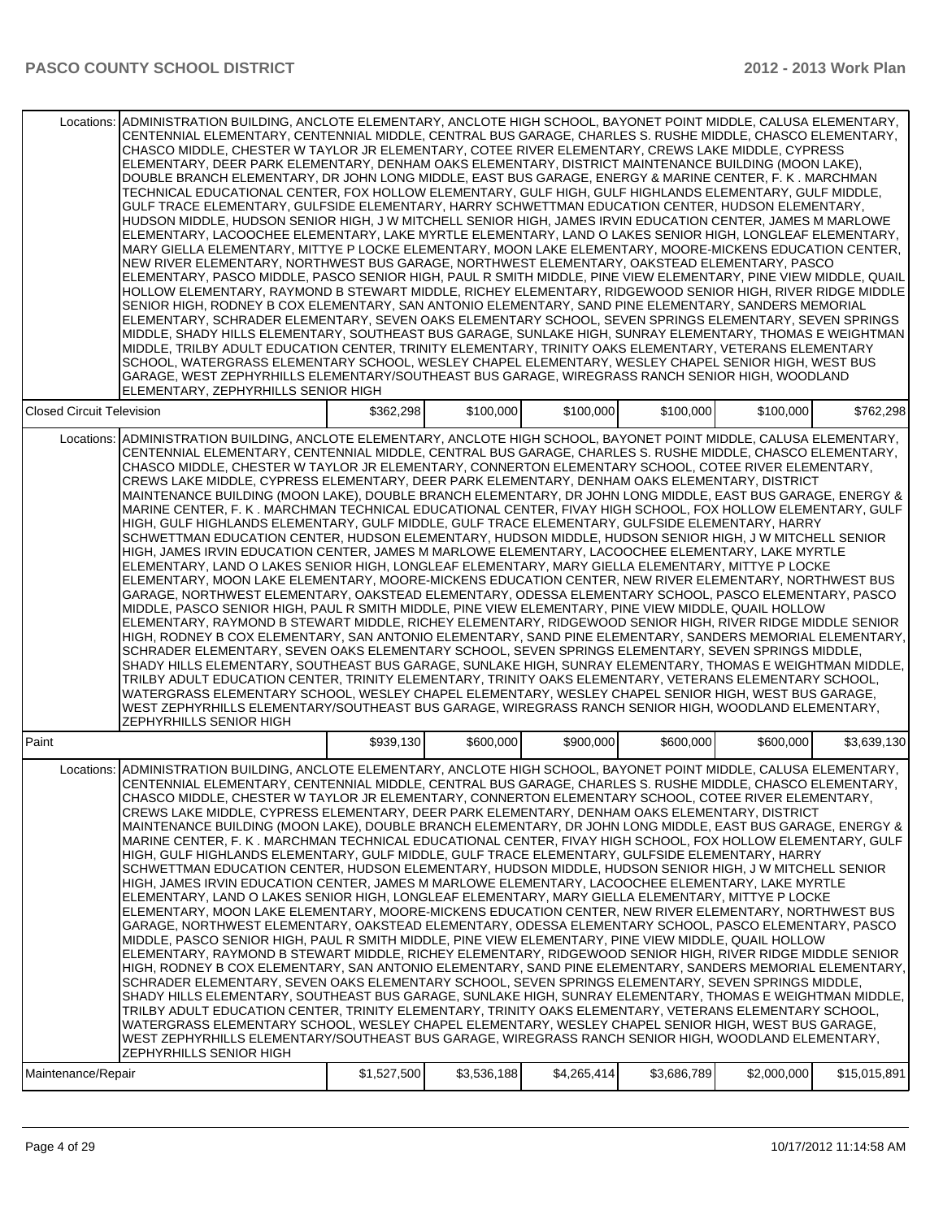| | | | | | | |
|---|---|---|---|---|---|---|
| Locations: | ADMINISTRATION BUILDING, ANCLOTE ELEMENTARY, ANCLOTE HIGH SCHOOL, BAYONET POINT MIDDLE, CALUSA ELEMENTARY, CENTENNIAL ELEMENTARY, CENTENNIAL MIDDLE, CENTRAL BUS GARAGE, CHARLES S. RUSHE MIDDLE, CHASCO ELEMENTARY, CHASCO MIDDLE, CHESTER W TAYLOR JR ELEMENTARY, COTEE RIVER ELEMENTARY, CREWS LAKE MIDDLE, CYPRESS ELEMENTARY, DEER PARK ELEMENTARY, DENHAM OAKS ELEMENTARY, DISTRICT MAINTENANCE BUILDING (MOON LAKE), DOUBLE BRANCH ELEMENTARY, DR JOHN LONG MIDDLE, EAST BUS GARAGE, ENERGY & MARINE CENTER, F. K . MARCHMAN TECHNICAL EDUCATIONAL CENTER, FOX HOLLOW ELEMENTARY, GULF HIGH, GULF HIGHLANDS ELEMENTARY, GULF MIDDLE, GULF TRACE ELEMENTARY, GULFSIDE ELEMENTARY, HARRY SCHWETTMAN EDUCATION CENTER, HUDSON ELEMENTARY, HUDSON MIDDLE, HUDSON SENIOR HIGH, J W MITCHELL SENIOR HIGH, JAMES IRVIN EDUCATION CENTER, JAMES M MARLOWE ELEMENTARY, LACOOCHEE ELEMENTARY, LAKE MYRTLE ELEMENTARY, LAND O LAKES SENIOR HIGH, LONGLEAF ELEMENTARY, MARY GIELLA ELEMENTARY, MITTYE P LOCKE ELEMENTARY, MOON LAKE ELEMENTARY, MOORE-MICKENS EDUCATION CENTER, NEW RIVER ELEMENTARY, NORTHWEST BUS GARAGE, NORTHWEST ELEMENTARY, OAKSTEAD ELEMENTARY, PASCO ELEMENTARY, PASCO MIDDLE, PASCO SENIOR HIGH, PAUL R SMITH MIDDLE, PINE VIEW ELEMENTARY, PINE VIEW MIDDLE, QUAIL HOLLOW ELEMENTARY, RAYMOND B STEWART MIDDLE, RICHEY ELEMENTARY, RIDGEWOOD SENIOR HIGH, RIVER RIDGE MIDDLE SENIOR HIGH, RODNEY B COX ELEMENTARY, SAN ANTONIO ELEMENTARY, SAND PINE ELEMENTARY, SANDERS MEMORIAL ELEMENTARY, SCHRADER ELEMENTARY, SEVEN OAKS ELEMENTARY SCHOOL, SEVEN SPRINGS ELEMENTARY, SEVEN SPRINGS MIDDLE, SHADY HILLS ELEMENTARY, SOUTHEAST BUS GARAGE, SUNLAKE HIGH, SUNRAY ELEMENTARY, THOMAS E WEIGHTMAN MIDDLE, TRILBY ADULT EDUCATION CENTER, TRINITY ELEMENTARY, TRINITY OAKS ELEMENTARY, VETERANS ELEMENTARY SCHOOL, WATERGRASS ELEMENTARY SCHOOL, WESLEY CHAPEL ELEMENTARY, WESLEY CHAPEL SENIOR HIGH, WEST BUS GARAGE, WEST ZEPHYRHILLS ELEMENTARY/SOUTHEAST BUS GARAGE, WIREGRASS RANCH SENIOR HIGH, WOODLAND ELEMENTARY, ZEPHYRHILLS SENIOR HIGH | | | | | |
| Closed Circuit Television | | $362,298 | $100,000 | $100,000 | $100,000 | $100,000 | $762,298 |
| Locations: | ADMINISTRATION BUILDING, ANCLOTE ELEMENTARY, ANCLOTE HIGH SCHOOL, BAYONET POINT MIDDLE, CALUSA ELEMENTARY, CENTENNIAL ELEMENTARY, CENTENNIAL MIDDLE, CENTRAL BUS GARAGE, CHARLES S. RUSHE MIDDLE, CHASCO ELEMENTARY, CHASCO MIDDLE, CHESTER W TAYLOR JR ELEMENTARY, CONNERTON ELEMENTARY SCHOOL, COTEE RIVER ELEMENTARY, CREWS LAKE MIDDLE, CYPRESS ELEMENTARY, DEER PARK ELEMENTARY, DENHAM OAKS ELEMENTARY, DISTRICT MAINTENANCE BUILDING (MOON LAKE), DOUBLE BRANCH ELEMENTARY, DR JOHN LONG MIDDLE, EAST BUS GARAGE, ENERGY & MARINE CENTER, F. K . MARCHMAN TECHNICAL EDUCATIONAL CENTER, FIVAY HIGH SCHOOL, FOX HOLLOW ELEMENTARY, GULF HIGH, GULF HIGHLANDS ELEMENTARY, GULF MIDDLE, GULF TRACE ELEMENTARY, GULFSIDE ELEMENTARY, HARRY SCHWETTMAN EDUCATION CENTER, HUDSON ELEMENTARY, HUDSON MIDDLE, HUDSON SENIOR HIGH, J W MITCHELL SENIOR HIGH, JAMES IRVIN EDUCATION CENTER, JAMES M MARLOWE ELEMENTARY, LACOOCHEE ELEMENTARY, LAKE MYRTLE ELEMENTARY, LAND O LAKES SENIOR HIGH, LONGLEAF ELEMENTARY, MARY GIELLA ELEMENTARY, MITTYE P LOCKE ELEMENTARY, MOON LAKE ELEMENTARY, MOORE-MICKENS EDUCATION CENTER, NEW RIVER ELEMENTARY, NORTHWEST BUS GARAGE, NORTHWEST ELEMENTARY, OAKSTEAD ELEMENTARY, ODESSA ELEMENTARY SCHOOL, PASCO ELEMENTARY, PASCO MIDDLE, PASCO SENIOR HIGH, PAUL R SMITH MIDDLE, PINE VIEW ELEMENTARY, PINE VIEW MIDDLE, QUAIL HOLLOW ELEMENTARY, RAYMOND B STEWART MIDDLE, RICHEY ELEMENTARY, RIDGEWOOD SENIOR HIGH, RIVER RIDGE MIDDLE SENIOR HIGH, RODNEY B COX ELEMENTARY, SAN ANTONIO ELEMENTARY, SAND PINE ELEMENTARY, SANDERS MEMORIAL ELEMENTARY, SCHRADER ELEMENTARY, SEVEN OAKS ELEMENTARY SCHOOL, SEVEN SPRINGS ELEMENTARY, SEVEN SPRINGS MIDDLE, SHADY HILLS ELEMENTARY, SOUTHEAST BUS GARAGE, SUNLAKE HIGH, SUNRAY ELEMENTARY, THOMAS E WEIGHTMAN MIDDLE, TRILBY ADULT EDUCATION CENTER, TRINITY ELEMENTARY, TRINITY OAKS ELEMENTARY, VETERANS ELEMENTARY SCHOOL, WATERGRASS ELEMENTARY SCHOOL, WESLEY CHAPEL ELEMENTARY, WESLEY CHAPEL SENIOR HIGH, WEST BUS GARAGE, WEST ZEPHYRHILLS ELEMENTARY/SOUTHEAST BUS GARAGE, WIREGRASS RANCH SENIOR HIGH, WOODLAND ELEMENTARY, ZEPHYRHILLS SENIOR HIGH | | | | | |
| Paint | | $939,130 | $600,000 | $900,000 | $600,000 | $600,000 | $3,639,130 |
| Locations: | ADMINISTRATION BUILDING, ANCLOTE ELEMENTARY, ANCLOTE HIGH SCHOOL, BAYONET POINT MIDDLE, CALUSA ELEMENTARY, CENTENNIAL ELEMENTARY, CENTENNIAL MIDDLE, CENTRAL BUS GARAGE, CHARLES S. RUSHE MIDDLE, CHASCO ELEMENTARY, CHASCO MIDDLE, CHESTER W TAYLOR JR ELEMENTARY, CONNERTON ELEMENTARY SCHOOL, COTEE RIVER ELEMENTARY, CREWS LAKE MIDDLE, CYPRESS ELEMENTARY, DEER PARK ELEMENTARY, DENHAM OAKS ELEMENTARY, DISTRICT MAINTENANCE BUILDING (MOON LAKE), DOUBLE BRANCH ELEMENTARY, DR JOHN LONG MIDDLE, EAST BUS GARAGE, ENERGY & MARINE CENTER, F. K . MARCHMAN TECHNICAL EDUCATIONAL CENTER, FIVAY HIGH SCHOOL, FOX HOLLOW ELEMENTARY, GULF HIGH, GULF HIGHLANDS ELEMENTARY, GULF MIDDLE, GULF TRACE ELEMENTARY, GULFSIDE ELEMENTARY, HARRY SCHWETTMAN EDUCATION CENTER, HUDSON ELEMENTARY, HUDSON MIDDLE, HUDSON SENIOR HIGH, J W MITCHELL SENIOR HIGH, JAMES IRVIN EDUCATION CENTER, JAMES M MARLOWE ELEMENTARY, LACOOCHEE ELEMENTARY, LAKE MYRTLE ELEMENTARY, LAND O LAKES SENIOR HIGH, LONGLEAF ELEMENTARY, MARY GIELLA ELEMENTARY, MITTYE P LOCKE ELEMENTARY, MOON LAKE ELEMENTARY, MOORE-MICKENS EDUCATION CENTER, NEW RIVER ELEMENTARY, NORTHWEST BUS GARAGE, NORTHWEST ELEMENTARY, OAKSTEAD ELEMENTARY, ODESSA ELEMENTARY SCHOOL, PASCO ELEMENTARY, PASCO MIDDLE, PASCO SENIOR HIGH, PAUL R SMITH MIDDLE, PINE VIEW ELEMENTARY, PINE VIEW MIDDLE, QUAIL HOLLOW ELEMENTARY, RAYMOND B STEWART MIDDLE, RICHEY ELEMENTARY, RIDGEWOOD SENIOR HIGH, RIVER RIDGE MIDDLE SENIOR HIGH, RODNEY B COX ELEMENTARY, SAN ANTONIO ELEMENTARY, SAND PINE ELEMENTARY, SANDERS MEMORIAL ELEMENTARY, SCHRADER ELEMENTARY, SEVEN OAKS ELEMENTARY SCHOOL, SEVEN SPRINGS ELEMENTARY, SEVEN SPRINGS MIDDLE, SHADY HILLS ELEMENTARY, SOUTHEAST BUS GARAGE, SUNLAKE HIGH, SUNRAY ELEMENTARY, THOMAS E WEIGHTMAN MIDDLE, TRILBY ADULT EDUCATION CENTER, TRINITY ELEMENTARY, TRINITY OAKS ELEMENTARY, VETERANS ELEMENTARY SCHOOL, WATERGRASS ELEMENTARY SCHOOL, WESLEY CHAPEL ELEMENTARY, WESLEY CHAPEL SENIOR HIGH, WEST BUS GARAGE, WEST ZEPHYRHILLS ELEMENTARY/SOUTHEAST BUS GARAGE, WIREGRASS RANCH SENIOR HIGH, WOODLAND ELEMENTARY, ZEPHYRHILLS SENIOR HIGH | | | | | |
| Maintenance/Repair | | $1,527,500 | $3,536,188 | $4,265,414 | $3,686,789 | $2,000,000 | $15,015,891 |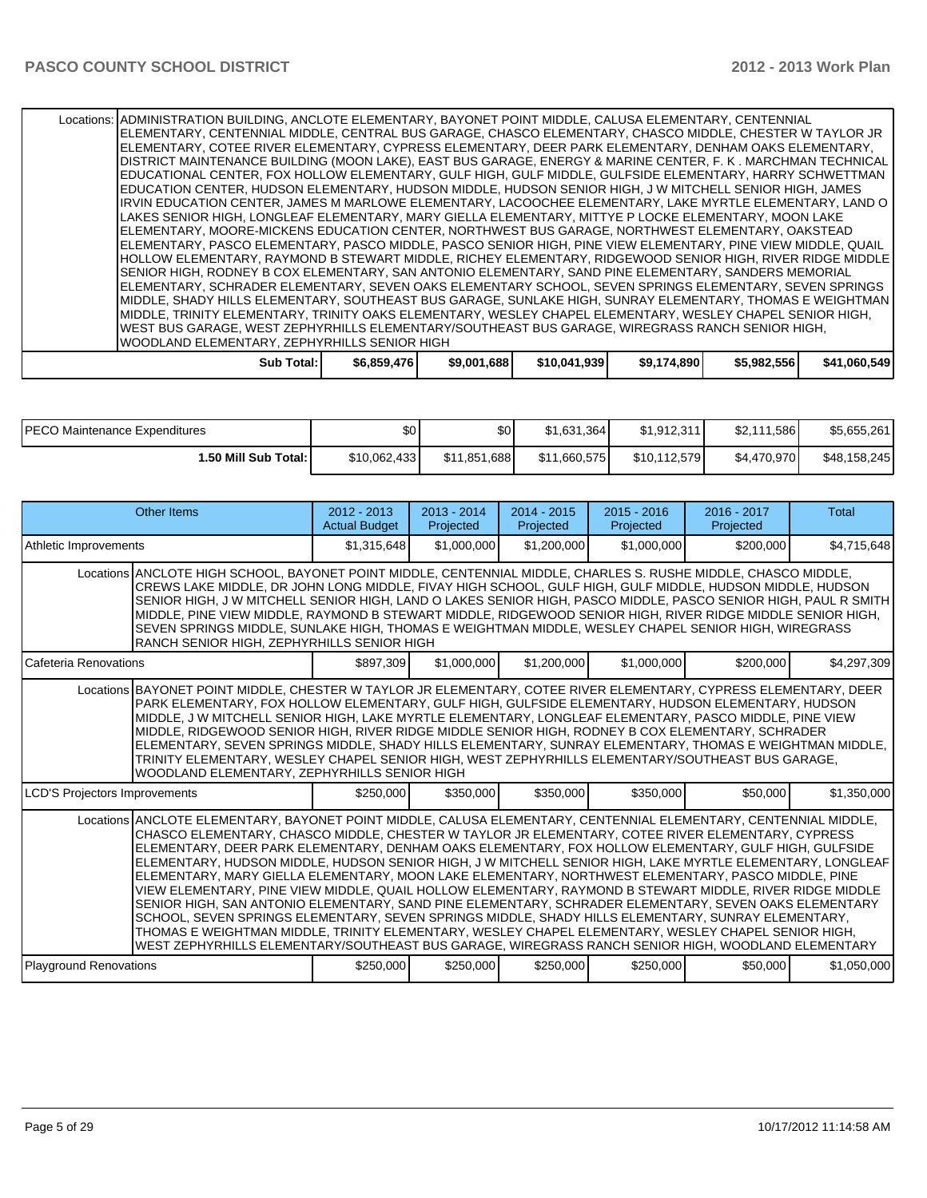| | | | | | | |
|---|---|---|---|---|---|---|
| Locations: | ADMINISTRATION BUILDING, ANCLOTE ELEMENTARY, BAYONET POINT MIDDLE, CALUSA ELEMENTARY, CENTENNIAL ELEMENTARY, CENTENNIAL MIDDLE, CENTRAL BUS GARAGE, CHASCO ELEMENTARY, CHASCO MIDDLE, CHESTER W TAYLOR JR ELEMENTARY, COTEE RIVER ELEMENTARY, CYPRESS ELEMENTARY, DEER PARK ELEMENTARY, DENHAM OAKS ELEMENTARY, DISTRICT MAINTENANCE BUILDING (MOON LAKE), EAST BUS GARAGE, ENERGY & MARINE CENTER, F. K . MARCHMAN TECHNICAL EDUCATIONAL CENTER, FOX HOLLOW ELEMENTARY, GULF HIGH, GULF MIDDLE, GULFSIDE ELEMENTARY, HARRY SCHWETTMAN EDUCATION CENTER, HUDSON ELEMENTARY, HUDSON MIDDLE, HUDSON SENIOR HIGH, J W MITCHELL SENIOR HIGH, JAMES IRVIN EDUCATION CENTER, JAMES M MARLOWE ELEMENTARY, LACOOCHEE ELEMENTARY, LAKE MYRTLE ELEMENTARY, LAND O LAKES SENIOR HIGH, LONGLEAF ELEMENTARY, MARY GIELLA ELEMENTARY, MITTYE P LOCKE ELEMENTARY, MOON LAKE ELEMENTARY, MOORE-MICKENS EDUCATION CENTER, NORTHWEST BUS GARAGE, NORTHWEST ELEMENTARY, OAKSTEAD ELEMENTARY, PASCO ELEMENTARY, PASCO MIDDLE, PASCO SENIOR HIGH, PINE VIEW ELEMENTARY, PINE VIEW MIDDLE, QUAIL HOLLOW ELEMENTARY, RAYMOND B STEWART MIDDLE, RICHEY ELEMENTARY, RIDGEWOOD SENIOR HIGH, RIVER RIDGE MIDDLE SENIOR HIGH, RODNEY B COX ELEMENTARY, SAN ANTONIO ELEMENTARY, SAND PINE ELEMENTARY, SANDERS MEMORIAL ELEMENTARY, SCHRADER ELEMENTARY, SEVEN OAKS ELEMENTARY SCHOOL, SEVEN SPRINGS ELEMENTARY, SEVEN SPRINGS MIDDLE, SHADY HILLS ELEMENTARY, SOUTHEAST BUS GARAGE, SUNLAKE HIGH, SUNRAY ELEMENTARY, THOMAS E WEIGHTMAN MIDDLE, TRINITY ELEMENTARY, TRINITY OAKS ELEMENTARY, WESLEY CHAPEL ELEMENTARY, WESLEY CHAPEL SENIOR HIGH, WEST BUS GARAGE, WEST ZEPHYRHILLS ELEMENTARY/SOUTHEAST BUS GARAGE, WIREGRASS RANCH SENIOR HIGH, WOODLAND ELEMENTARY, ZEPHYRHILLS SENIOR HIGH | | | | | |
| Sub Total: | $6,859,476 | $9,001,688 | $10,041,939 | $9,174,890 | $5,982,556 | $41,060,549 |

| | | | | | | |
|---|---|---|---|---|---|---|
| PECO Maintenance Expenditures | $0 | $0 | $1,631,364 | $1,912,311 | $2,111,586 | $5,655,261 |
| 1.50 Mill Sub Total: | $10,062,433 | $11,851,688 | $11,660,575 | $10,112,579 | $4,470,970 | $48,158,245 |

| Other Items | 2012 - 2013 Actual Budget | 2013 - 2014 Projected | 2014 - 2015 Projected | 2015 - 2016 Projected | 2016 - 2017 Projected | Total |
|---|---|---|---|---|---|---|
| Athletic Improvements | $1,315,648 | $1,000,000 | $1,200,000 | $1,000,000 | $200,000 | $4,715,648 |
| Locations ANCLOTE HIGH SCHOOL, BAYONET POINT MIDDLE, CENTENNIAL MIDDLE, CHARLES S. RUSHE MIDDLE, CHASCO MIDDLE, CREWS LAKE MIDDLE, DR JOHN LONG MIDDLE, FIVAY HIGH SCHOOL, GULF HIGH, GULF MIDDLE, HUDSON MIDDLE, HUDSON SENIOR HIGH, J W MITCHELL SENIOR HIGH, LAND O LAKES SENIOR HIGH, PASCO MIDDLE, PASCO SENIOR HIGH, PAUL R SMITH MIDDLE, PINE VIEW MIDDLE, RAYMOND B STEWART MIDDLE, RIDGEWOOD SENIOR HIGH, RIVER RIDGE MIDDLE SENIOR HIGH, SEVEN SPRINGS MIDDLE, SUNLAKE HIGH, THOMAS E WEIGHTMAN MIDDLE, WESLEY CHAPEL SENIOR HIGH, WIREGRASS RANCH SENIOR HIGH, ZEPHYRHILLS SENIOR HIGH | | | | | | |
| Cafeteria Renovations | $897,309 | $1,000,000 | $1,200,000 | $1,000,000 | $200,000 | $4,297,309 |
| Locations BAYONET POINT MIDDLE, CHESTER W TAYLOR JR ELEMENTARY, COTEE RIVER ELEMENTARY, CYPRESS ELEMENTARY, DEER PARK ELEMENTARY, FOX HOLLOW ELEMENTARY, GULF HIGH, GULFSIDE ELEMENTARY, HUDSON ELEMENTARY, HUDSON MIDDLE, J W MITCHELL SENIOR HIGH, LAKE MYRTLE ELEMENTARY, LONGLEAF ELEMENTARY, PASCO MIDDLE, PINE VIEW MIDDLE, RIDGEWOOD SENIOR HIGH, RIVER RIDGE MIDDLE SENIOR HIGH, RODNEY B COX ELEMENTARY, SCHRADER ELEMENTARY, SEVEN SPRINGS MIDDLE, SHADY HILLS ELEMENTARY, SUNRAY ELEMENTARY, THOMAS E WEIGHTMAN MIDDLE, TRINITY ELEMENTARY, WESLEY CHAPEL SENIOR HIGH, WEST ZEPHYRHILLS ELEMENTARY/SOUTHEAST BUS GARAGE, WOODLAND ELEMENTARY, ZEPHYRHILLS SENIOR HIGH | | | | | | |
| LCD'S Projectors Improvements | $250,000 | $350,000 | $350,000 | $350,000 | $50,000 | $1,350,000 |
| Locations ANCLOTE ELEMENTARY, BAYONET POINT MIDDLE, CALUSA ELEMENTARY, CENTENNIAL ELEMENTARY, CENTENNIAL MIDDLE, CHASCO ELEMENTARY, CHASCO MIDDLE, CHESTER W TAYLOR JR ELEMENTARY, COTEE RIVER ELEMENTARY, CYPRESS ELEMENTARY, DEER PARK ELEMENTARY, DENHAM OAKS ELEMENTARY, FOX HOLLOW ELEMENTARY, GULF HIGH, GULFSIDE ELEMENTARY, HUDSON MIDDLE, HUDSON SENIOR HIGH, J W MITCHELL SENIOR HIGH, LAKE MYRTLE ELEMENTARY, LONGLEAF ELEMENTARY, MARY GIELLA ELEMENTARY, MOON LAKE ELEMENTARY, NORTHWEST ELEMENTARY, PASCO MIDDLE, PINE VIEW ELEMENTARY, PINE VIEW MIDDLE, QUAIL HOLLOW ELEMENTARY, RAYMOND B STEWART MIDDLE, RIVER RIDGE MIDDLE SENIOR HIGH, SAN ANTONIO ELEMENTARY, SAND PINE ELEMENTARY, SCHRADER ELEMENTARY, SEVEN OAKS ELEMENTARY SCHOOL, SEVEN SPRINGS ELEMENTARY, SEVEN SPRINGS MIDDLE, SHADY HILLS ELEMENTARY, SUNRAY ELEMENTARY, THOMAS E WEIGHTMAN MIDDLE, TRINITY ELEMENTARY, WESLEY CHAPEL ELEMENTARY, WESLEY CHAPEL SENIOR HIGH, WEST ZEPHYRHILLS ELEMENTARY/SOUTHEAST BUS GARAGE, WIREGRASS RANCH SENIOR HIGH, WOODLAND ELEMENTARY | | | | | | |
| Playground Renovations | $250,000 | $250,000 | $250,000 | $250,000 | $50,000 | $1,050,000 |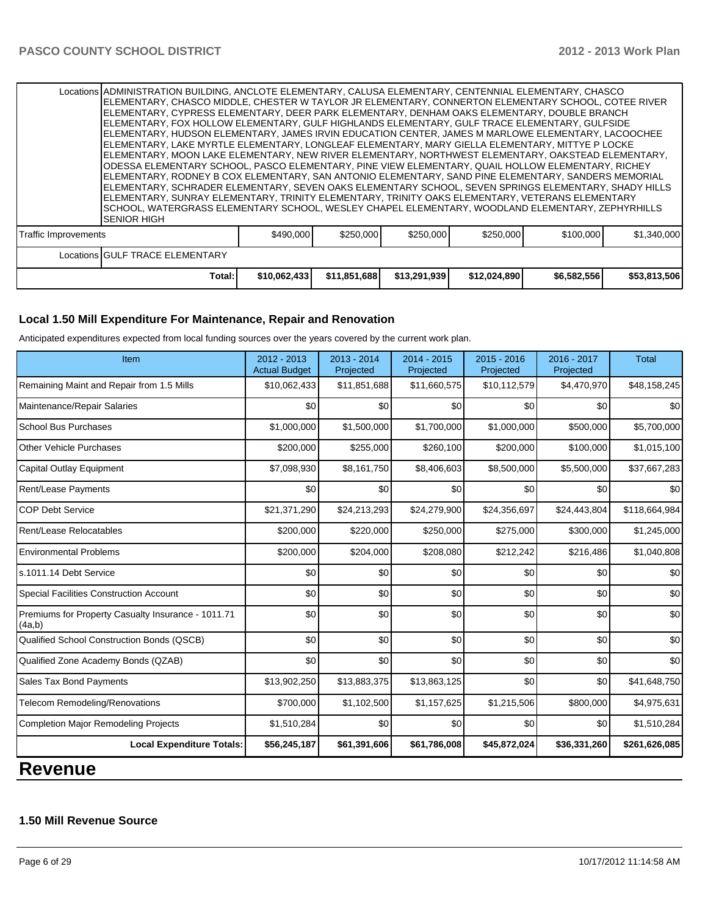| | | | | | | |
|---|---|---|---|---|---|---|
| Locations | ADMINISTRATION BUILDING, ANCLOTE ELEMENTARY, CALUSA ELEMENTARY, CENTENNIAL ELEMENTARY, CHASCO ELEMENTARY, CHASCO MIDDLE, CHESTER W TAYLOR JR ELEMENTARY, CONNERTON ELEMENTARY SCHOOL, COTEE RIVER ELEMENTARY, CYPRESS ELEMENTARY, DEER PARK ELEMENTARY, DENHAM OAKS ELEMENTARY, DOUBLE BRANCH ELEMENTARY, FOX HOLLOW ELEMENTARY, GULF HIGHLANDS ELEMENTARY, GULF TRACE ELEMENTARY, GULFSIDE ELEMENTARY, HUDSON ELEMENTARY, JAMES IRVIN EDUCATION CENTER, JAMES M MARLOWE ELEMENTARY, LACOOCHEE ELEMENTARY, LAKE MYRTLE ELEMENTARY, LONGLEAF ELEMENTARY, MARY GIELLA ELEMENTARY, MITTYE P LOCKE ELEMENTARY, MOON LAKE ELEMENTARY, NEW RIVER ELEMENTARY, NORTHWEST ELEMENTARY, OAKSTEAD ELEMENTARY, ODESSA ELEMENTARY SCHOOL, PASCO ELEMENTARY, PINE VIEW ELEMENTARY, QUAIL HOLLOW ELEMENTARY, RICHEY ELEMENTARY, RODNEY B COX ELEMENTARY, SAN ANTONIO ELEMENTARY, SAND PINE ELEMENTARY, SANDERS MEMORIAL ELEMENTARY, SCHRADER ELEMENTARY, SEVEN OAKS ELEMENTARY SCHOOL, SEVEN SPRINGS ELEMENTARY, SHADY HILLS ELEMENTARY, SUNRAY ELEMENTARY, TRINITY ELEMENTARY, TRINITY OAKS ELEMENTARY, VETERANS ELEMENTARY SCHOOL, WATERGRASS ELEMENTARY SCHOOL, WESLEY CHAPEL ELEMENTARY, WOODLAND ELEMENTARY, ZEPHYRHILLS SENIOR HIGH | | | | | |
| Traffic Improvements | | $490,000 | $250,000 | $250,000 | $250,000 | $100,000 | $1,340,000 |
| Locations | GULF TRACE ELEMENTARY | | | | | | |
| | Total: | $10,062,433 | $11,851,688 | $13,291,939 | $12,024,890 | $6,582,556 | $53,813,506 |

### Local 1.50 Mill Expenditure For Maintenance, Repair and Renovation

Anticipated expenditures expected from local funding sources over the years covered by the current work plan.

| Item | 2012 - 2013 Actual Budget | 2013 - 2014 Projected | 2014 - 2015 Projected | 2015 - 2016 Projected | 2016 - 2017 Projected | Total |
|---|---|---|---|---|---|---|
| Remaining Maint and Repair from 1.5 Mills | $10,062,433 | $11,851,688 | $11,660,575 | $10,112,579 | $4,470,970 | $48,158,245 |
| Maintenance/Repair Salaries | $0 | $0 | $0 | $0 | $0 | $0 |
| School Bus Purchases | $1,000,000 | $1,500,000 | $1,700,000 | $1,000,000 | $500,000 | $5,700,000 |
| Other Vehicle Purchases | $200,000 | $255,000 | $260,100 | $200,000 | $100,000 | $1,015,100 |
| Capital Outlay Equipment | $7,098,930 | $8,161,750 | $8,406,603 | $8,500,000 | $5,500,000 | $37,667,283 |
| Rent/Lease Payments | $0 | $0 | $0 | $0 | $0 | $0 |
| COP Debt Service | $21,371,290 | $24,213,293 | $24,279,900 | $24,356,697 | $24,443,804 | $118,664,984 |
| Rent/Lease Relocatables | $200,000 | $220,000 | $250,000 | $275,000 | $300,000 | $1,245,000 |
| Environmental Problems | $200,000 | $204,000 | $208,080 | $212,242 | $216,486 | $1,040,808 |
| s.1011.14 Debt Service | $0 | $0 | $0 | $0 | $0 | $0 |
| Special Facilities Construction Account | $0 | $0 | $0 | $0 | $0 | $0 |
| Premiums for Property Casualty Insurance - 1011.71 (4a,b) | $0 | $0 | $0 | $0 | $0 | $0 |
| Qualified School Construction Bonds (QSCB) | $0 | $0 | $0 | $0 | $0 | $0 |
| Qualified Zone Academy Bonds (QZAB) | $0 | $0 | $0 | $0 | $0 | $0 |
| Sales Tax Bond Payments | $13,902,250 | $13,883,375 | $13,863,125 | $0 | $0 | $41,648,750 |
| Telecom Remodeling/Renovations | $700,000 | $1,102,500 | $1,157,625 | $1,215,506 | $800,000 | $4,975,631 |
| Completion Major Remodeling Projects | $1,510,284 | $0 | $0 | $0 | $0 | $1,510,284 |
| **Local Expenditure Totals:** | **$56,245,187** | **$61,391,606** | **$61,786,008** | **$45,872,024** | **$36,331,260** | **$261,626,085** |

# Revenue

### 1.50 Mill Revenue Source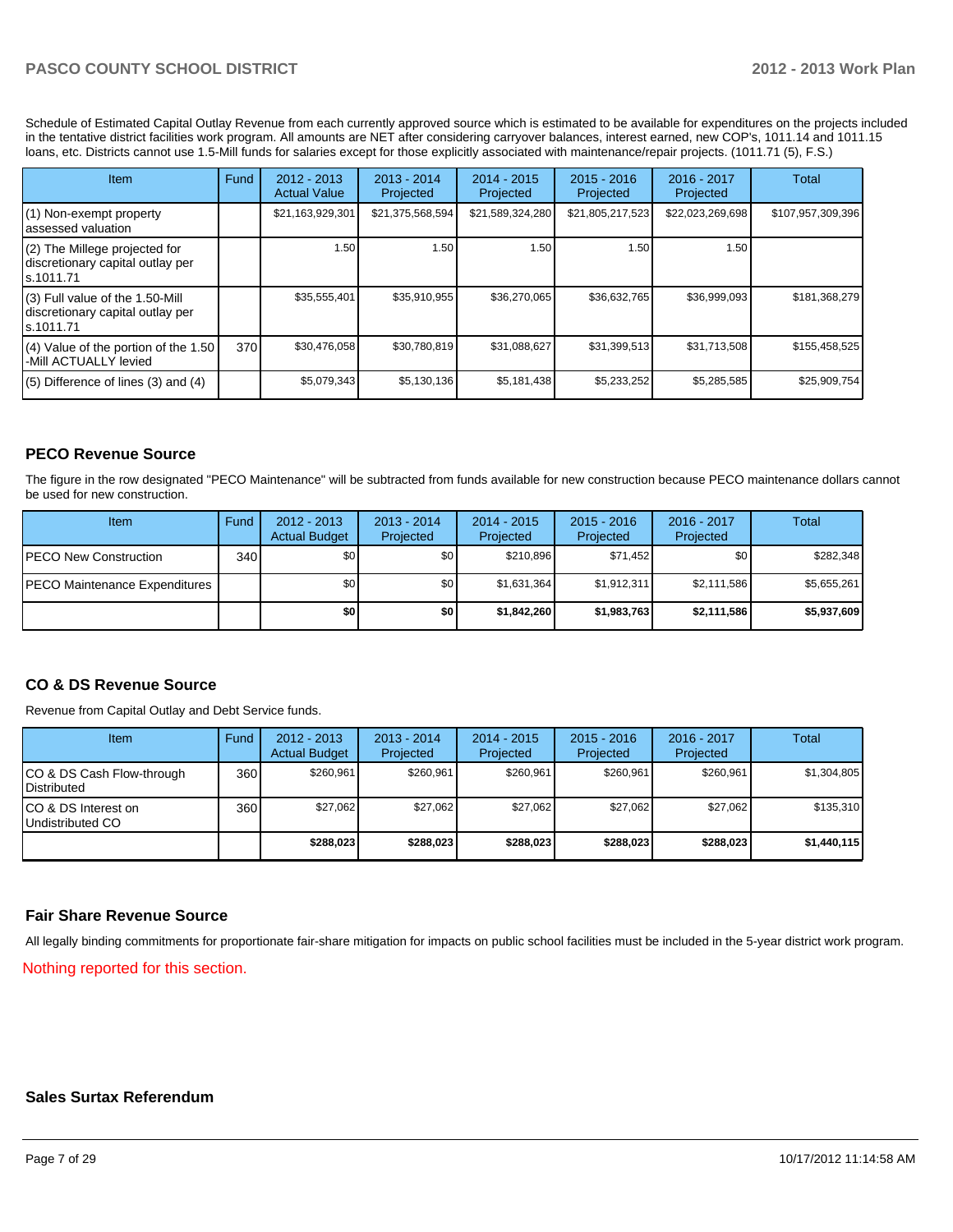Schedule of Estimated Capital Outlay Revenue from each currently approved source which is estimated to be available for expenditures on the projects included in the tentative district facilities work program. All amounts are NET after considering carryover balances, interest earned, new COP's, 1011.14 and 1011.15 loans, etc. Districts cannot use 1.5-Mill funds for salaries except for those explicitly associated with maintenance/repair projects. (1011.71 (5), F.S.)

| Item | Fund | 2012 - 2013 Actual Value | 2013 - 2014 Projected | 2014 - 2015 Projected | 2015 - 2016 Projected | 2016 - 2017 Projected | Total |
|---|---|---|---|---|---|---|---|
| (1) Non-exempt property assessed valuation | | $21,163,929,301 | $21,375,568,594 | $21,589,324,280 | $21,805,217,523 | $22,023,269,698 | $107,957,309,396 |
| (2) The Millege projected for discretionary capital outlay per s.1011.71 | | 1.50 | 1.50 | 1.50 | 1.50 | 1.50 | |
| (3) Full value of the 1.50-Mill discretionary capital outlay per s.1011.71 | | $35,555,401 | $35,910,955 | $36,270,065 | $36,632,765 | $36,999,093 | $181,368,279 |
| (4) Value of the portion of the 1.50 -Mill ACTUALLY levied | 370 | $30,476,058 | $30,780,819 | $31,088,627 | $31,399,513 | $31,713,508 | $155,458,525 |
| (5) Difference of lines (3) and (4) | | $5,079,343 | $5,130,136 | $5,181,438 | $5,233,252 | $5,285,585 | $25,909,754 |

## PECO Revenue Source

The figure in the row designated "PECO Maintenance" will be subtracted from funds available for new construction because PECO maintenance dollars cannot be used for new construction.

| Item | Fund | 2012 - 2013 Actual Budget | 2013 - 2014 Projected | 2014 - 2015 Projected | 2015 - 2016 Projected | 2016 - 2017 Projected | Total |
|---|---|---|---|---|---|---|---|
| PECO New Construction | 340 | $0 | $0 | $210,896 | $71,452 | $0 | $282,348 |
| PECO Maintenance Expenditures | | $0 | $0 | $1,631,364 | $1,912,311 | $2,111,586 | $5,655,261 |
| | | **$0** | **$0** | **$1,842,260** | **$1,983,763** | **$2,111,586** | **$5,937,609** |

## CO & DS Revenue Source

Revenue from Capital Outlay and Debt Service funds.

| Item | Fund | 2012 - 2013 Actual Budget | 2013 - 2014 Projected | 2014 - 2015 Projected | 2015 - 2016 Projected | 2016 - 2017 Projected | Total |
|---|---|---|---|---|---|---|---|
| CO & DS Cash Flow-through Distributed | 360 | $260,961 | $260,961 | $260,961 | $260,961 | $260,961 | $1,304,805 |
| CO & DS Interest on Undistributed CO | 360 | $27,062 | $27,062 | $27,062 | $27,062 | $27,062 | $135,310 |
| | | **$288,023** | **$288,023** | **$288,023** | **$288,023** | **$288,023** | **$1,440,115** |

## Fair Share Revenue Source

All legally binding commitments for proportionate fair-share mitigation for impacts on public school facilities must be included in the 5-year district work program.

Nothing reported for this section.

## Sales Surtax Referendum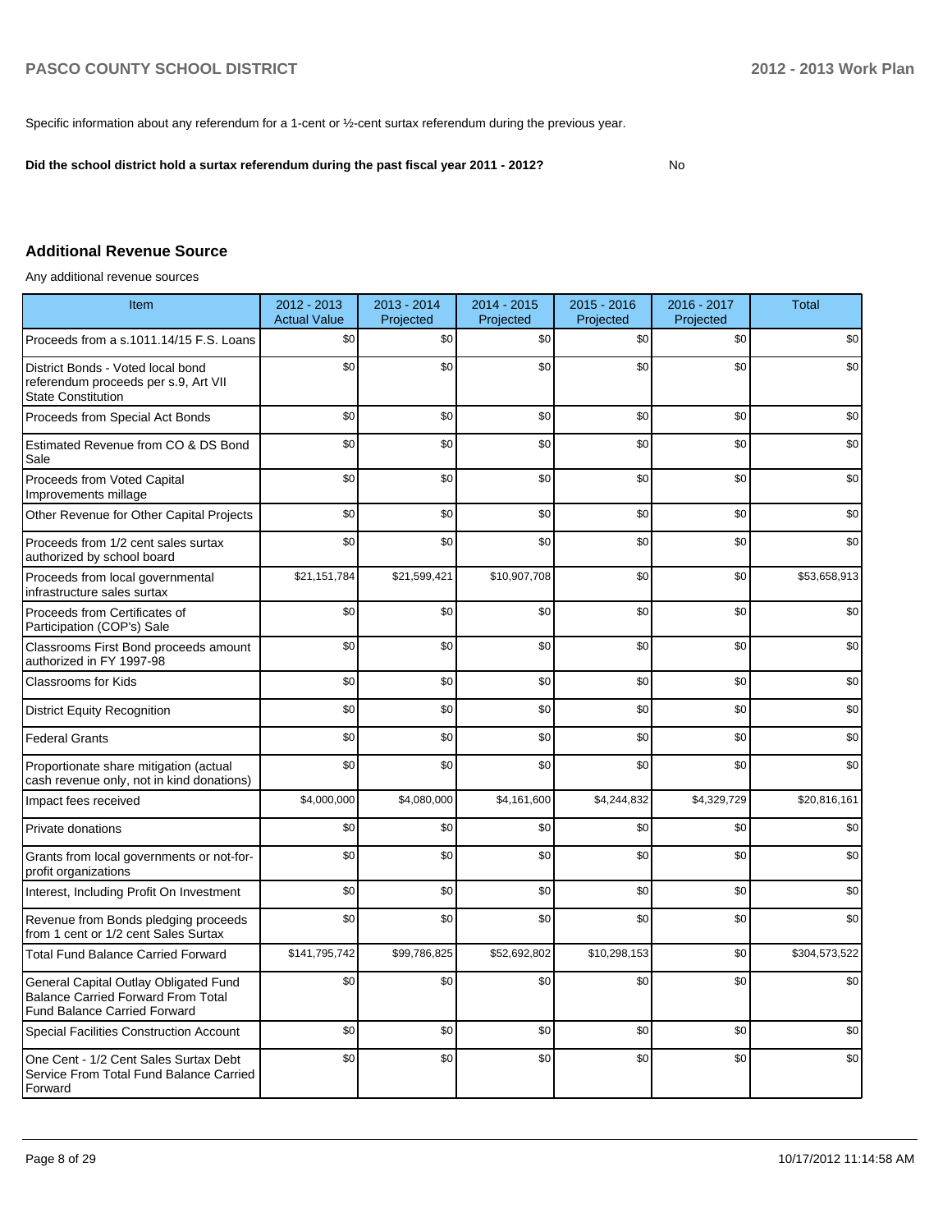Specific information about any referendum for a 1-cent or ½-cent surtax referendum during the previous year.

**Did the school district hold a surtax referendum during the past fiscal year 2011 - 2012?** No

## Additional Revenue Source

Any additional revenue sources

| Item | 2012 - 2013 Actual Value | 2013 - 2014 Projected | 2014 - 2015 Projected | 2015 - 2016 Projected | 2016 - 2017 Projected | Total |
|---|---|---|---|---|---|---|
| Proceeds from a s.1011.14/15 F.S. Loans | $0 | $0 | $0 | $0 | $0 | $0 |
| District Bonds - Voted local bond referendum proceeds per s.9, Art VII State Constitution | $0 | $0 | $0 | $0 | $0 | $0 |
| Proceeds from Special Act Bonds | $0 | $0 | $0 | $0 | $0 | $0 |
| Estimated Revenue from CO & DS Bond Sale | $0 | $0 | $0 | $0 | $0 | $0 |
| Proceeds from Voted Capital Improvements millage | $0 | $0 | $0 | $0 | $0 | $0 |
| Other Revenue for Other Capital Projects | $0 | $0 | $0 | $0 | $0 | $0 |
| Proceeds from 1/2 cent sales surtax authorized by school board | $0 | $0 | $0 | $0 | $0 | $0 |
| Proceeds from local governmental infrastructure sales surtax | $21,151,784 | $21,599,421 | $10,907,708 | $0 | $0 | $53,658,913 |
| Proceeds from Certificates of Participation (COP's) Sale | $0 | $0 | $0 | $0 | $0 | $0 |
| Classrooms First Bond proceeds amount authorized in FY 1997-98 | $0 | $0 | $0 | $0 | $0 | $0 |
| Classrooms for Kids | $0 | $0 | $0 | $0 | $0 | $0 |
| District Equity Recognition | $0 | $0 | $0 | $0 | $0 | $0 |
| Federal Grants | $0 | $0 | $0 | $0 | $0 | $0 |
| Proportionate share mitigation (actual cash revenue only, not in kind donations) | $0 | $0 | $0 | $0 | $0 | $0 |
| Impact fees received | $4,000,000 | $4,080,000 | $4,161,600 | $4,244,832 | $4,329,729 | $20,816,161 |
| Private donations | $0 | $0 | $0 | $0 | $0 | $0 |
| Grants from local governments or not-for-profit organizations | $0 | $0 | $0 | $0 | $0 | $0 |
| Interest, Including Profit On Investment | $0 | $0 | $0 | $0 | $0 | $0 |
| Revenue from Bonds pledging proceeds from 1 cent or 1/2 cent Sales Surtax | $0 | $0 | $0 | $0 | $0 | $0 |
| Total Fund Balance Carried Forward | $141,795,742 | $99,786,825 | $52,692,802 | $10,298,153 | $0 | $304,573,522 |
| General Capital Outlay Obligated Fund Balance Carried Forward From Total Fund Balance Carried Forward | $0 | $0 | $0 | $0 | $0 | $0 |
| Special Facilities Construction Account | $0 | $0 | $0 | $0 | $0 | $0 |
| One Cent - 1/2 Cent Sales Surtax Debt Service From Total Fund Balance Carried Forward | $0 | $0 | $0 | $0 | $0 | $0 |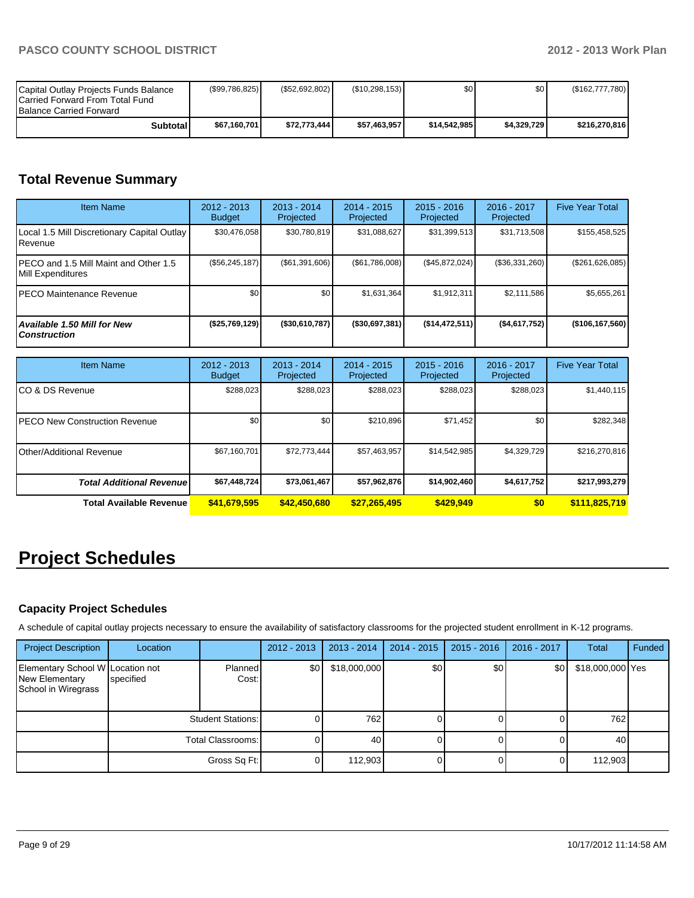| | | | | | | |
|---|---|---|---|---|---|---|
| Capital Outlay Projects Funds Balance Carried Forward From Total Fund Balance Carried Forward | ($99,786,825) | ($52,692,802) | ($10,298,153) | $0 | $0 | ($162,777,780) |
| **Subtotal** | **$67,160,701** | **$72,773,444** | **$57,463,957** | **$14,542,985** | **$4,329,729** | **$216,270,816** |

## Total Revenue Summary

| Item Name | 2012 - 2013 Budget | 2013 - 2014 Projected | 2014 - 2015 Projected | 2015 - 2016 Projected | 2016 - 2017 Projected | Five Year Total |
|---|---|---|---|---|---|---|
| Local 1.5 Mill Discretionary Capital Outlay Revenue | $30,476,058 | $30,780,819 | $31,088,627 | $31,399,513 | $31,713,508 | $155,458,525 |
| PECO and 1.5 Mill Maint and Other 1.5 Mill Expenditures | ($56,245,187) | ($61,391,606) | ($61,786,008) | ($45,872,024) | ($36,331,260) | ($261,626,085) |
| PECO Maintenance Revenue | $0 | $0 | $1,631,364 | $1,912,311 | $2,111,586 | $5,655,261 |
| ***Available 1.50 Mill for New Construction*** | **($25,769,129)** | **($30,610,787)** | **($30,697,381)** | **($14,472,511)** | **($4,617,752)** | **($106,167,560)** |

| Item Name | 2012 - 2013 Budget | 2013 - 2014 Projected | 2014 - 2015 Projected | 2015 - 2016 Projected | 2016 - 2017 Projected | Five Year Total |
|---|---|---|---|---|---|---|
| CO & DS Revenue | $288,023 | $288,023 | $288,023 | $288,023 | $288,023 | $1,440,115 |
| PECO New Construction Revenue | $0 | $0 | $210,896 | $71,452 | $0 | $282,348 |
| Other/Additional Revenue | $67,160,701 | $72,773,444 | $57,463,957 | $14,542,985 | $4,329,729 | $216,270,816 |
| ***Total Additional Revenue*** | **$67,448,724** | **$73,061,467** | **$57,962,876** | **$14,902,460** | **$4,617,752** | **$217,993,279** |
| **Total Available Revenue** | **$41,679,595** | **$42,450,680** | **$27,265,495** | **$429,949** | **$0** | **$111,825,719** |

# Project Schedules

### Capacity Project Schedules

A schedule of capital outlay projects necessary to ensure the availability of satisfactory classrooms for the projected student enrollment in K-12 programs.

| Project Description | Location | | 2012 - 2013 | 2013 - 2014 | 2014 - 2015 | 2015 - 2016 | 2016 - 2017 | Total | Funded |
|---|---|---|---|---|---|---|---|---|---|
| Elementary School W New Elementary School in Wiregrass | Location not specified | Planned Cost: | $0 | $18,000,000 | $0 | $0 | $0 | $18,000,000 | Yes |
| | | Student Stations: | 0 | 762 | 0 | 0 | 0 | 762 | |
| | | Total Classrooms: | 0 | 40 | 0 | 0 | 0 | 40 | |
| | | Gross Sq Ft: | 0 | 112,903 | 0 | 0 | 0 | 112,903 | |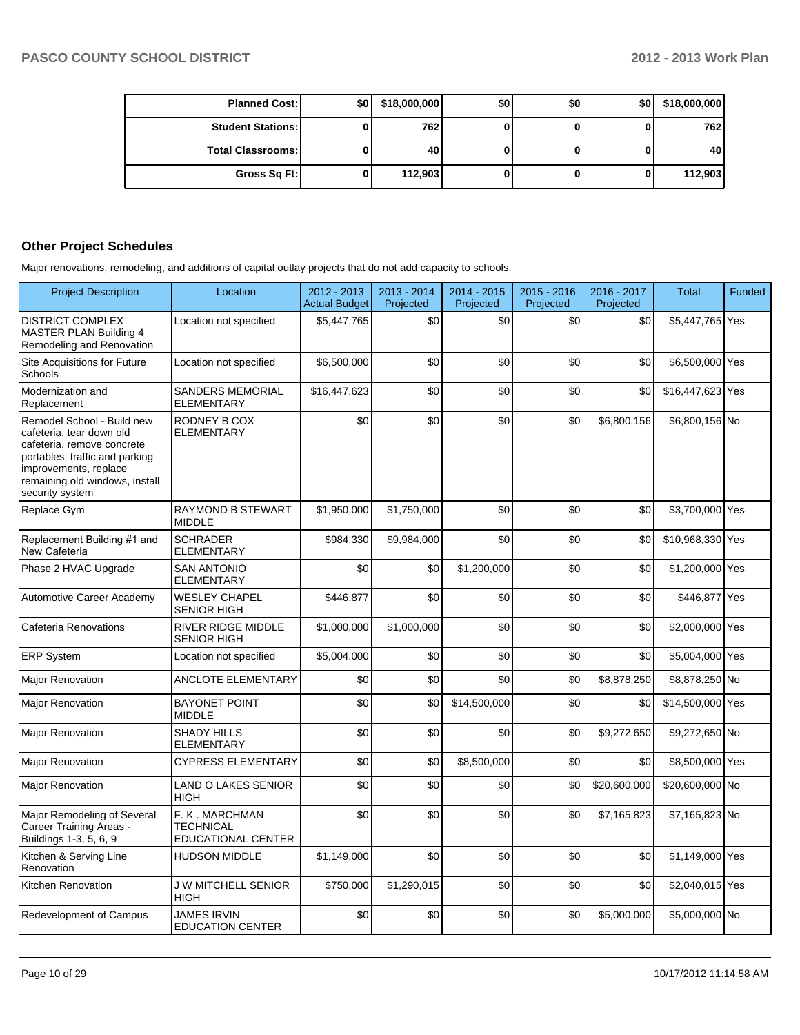| Planned Cost: | $0 | $18,000,000 | $0 | $0 | $0 | $18,000,000 |
|---|---|---|---|---|---|---|
| Student Stations: | 0 | 762 | 0 | 0 | 0 | 762 |
| Total Classrooms: | 0 | 40 | 0 | 0 | 0 | 40 |
| Gross Sq Ft: | 0 | 112,903 | 0 | 0 | 0 | 112,903 |

## Other Project Schedules

Major renovations, remodeling, and additions of capital outlay projects that do not add capacity to schools.

| Project Description | Location | 2012 - 2013 Actual Budget | 2013 - 2014 Projected | 2014 - 2015 Projected | 2015 - 2016 Projected | 2016 - 2017 Projected | Total | Funded |
|---|---|---|---|---|---|---|---|---|
| DISTRICT COMPLEX MASTER PLAN Building 4 Remodeling and Renovation | Location not specified | $5,447,765 | $0 | $0 | $0 | $0 | $5,447,765 | Yes |
| Site Acquisitions for Future Schools | Location not specified | $6,500,000 | $0 | $0 | $0 | $0 | $6,500,000 | Yes |
| Modernization and Replacement | SANDERS MEMORIAL ELEMENTARY | $16,447,623 | $0 | $0 | $0 | $0 | $16,447,623 | Yes |
| Remodel School - Build new cafeteria, tear down old cafeteria, remove concrete portables, traffic and parking improvements, replace remaining old windows, install security system | RODNEY B COX ELEMENTARY | $0 | $0 | $0 | $0 | $6,800,156 | $6,800,156 | No |
| Replace Gym | RAYMOND B STEWART MIDDLE | $1,950,000 | $1,750,000 | $0 | $0 | $0 | $3,700,000 | Yes |
| Replacement Building #1 and New Cafeteria | SCHRADER ELEMENTARY | $984,330 | $9,984,000 | $0 | $0 | $0 | $10,968,330 | Yes |
| Phase 2 HVAC Upgrade | SAN ANTONIO ELEMENTARY | $0 | $0 | $1,200,000 | $0 | $0 | $1,200,000 | Yes |
| Automotive Career Academy | WESLEY CHAPEL SENIOR HIGH | $446,877 | $0 | $0 | $0 | $0 | $446,877 | Yes |
| Cafeteria Renovations | RIVER RIDGE MIDDLE SENIOR HIGH | $1,000,000 | $1,000,000 | $0 | $0 | $0 | $2,000,000 | Yes |
| ERP System | Location not specified | $5,004,000 | $0 | $0 | $0 | $0 | $5,004,000 | Yes |
| Major Renovation | ANCLOTE ELEMENTARY | $0 | $0 | $0 | $0 | $8,878,250 | $8,878,250 | No |
| Major Renovation | BAYONET POINT MIDDLE | $0 | $0 | $14,500,000 | $0 | $0 | $14,500,000 | Yes |
| Major Renovation | SHADY HILLS ELEMENTARY | $0 | $0 | $0 | $0 | $9,272,650 | $9,272,650 | No |
| Major Renovation | CYPRESS ELEMENTARY | $0 | $0 | $8,500,000 | $0 | $0 | $8,500,000 | Yes |
| Major Renovation | LAND O LAKES SENIOR HIGH | $0 | $0 | $0 | $0 | $20,600,000 | $20,600,000 | No |
| Major Remodeling of Several Career Training Areas - Buildings 1-3, 5, 6, 9 | F. K . MARCHMAN TECHNICAL EDUCATIONAL CENTER | $0 | $0 | $0 | $0 | $7,165,823 | $7,165,823 | No |
| Kitchen & Serving Line Renovation | HUDSON MIDDLE | $1,149,000 | $0 | $0 | $0 | $0 | $1,149,000 | Yes |
| Kitchen Renovation | J W MITCHELL SENIOR HIGH | $750,000 | $1,290,015 | $0 | $0 | $0 | $2,040,015 | Yes |
| Redevelopment of Campus | JAMES IRVIN EDUCATION CENTER | $0 | $0 | $0 | $0 | $5,000,000 | $5,000,000 | No |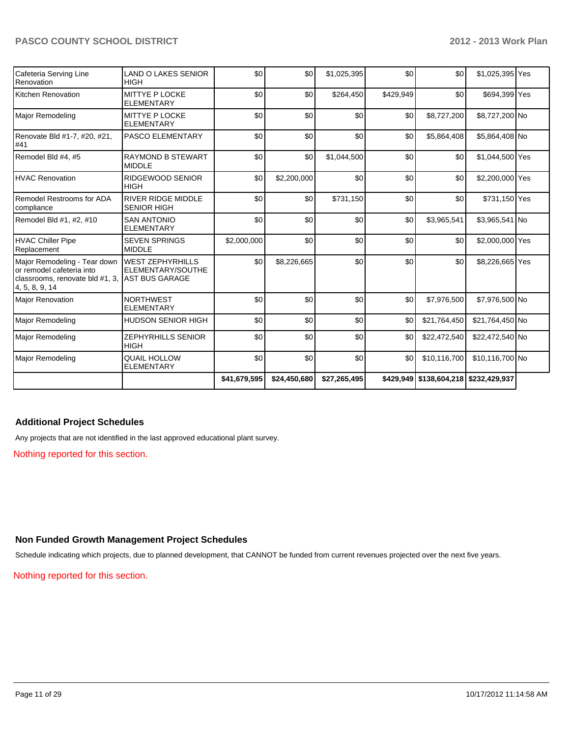| | | | | | | | | |
|---|---|---|---|---|---|---|---|---|
| Cafeteria Serving Line Renovation | LAND O LAKES SENIOR HIGH | $0 | $0 | $1,025,395 | $0 | $0 | $1,025,395 | Yes |
| Kitchen Renovation | MITTYE P LOCKE ELEMENTARY | $0 | $0 | $264,450 | $429,949 | $0 | $694,399 | Yes |
| Major Remodeling | MITTYE P LOCKE ELEMENTARY | $0 | $0 | $0 | $0 | $8,727,200 | $8,727,200 | No |
| Renovate Bld #1-7, #20, #21, #41 | PASCO ELEMENTARY | $0 | $0 | $0 | $0 | $5,864,408 | $5,864,408 | No |
| Remodel Bld #4, #5 | RAYMOND B STEWART MIDDLE | $0 | $0 | $1,044,500 | $0 | $0 | $1,044,500 | Yes |
| HVAC Renovation | RIDGEWOOD SENIOR HIGH | $0 | $2,200,000 | $0 | $0 | $0 | $2,200,000 | Yes |
| Remodel Restrooms for ADA compliance | RIVER RIDGE MIDDLE SENIOR HIGH | $0 | $0 | $731,150 | $0 | $0 | $731,150 | Yes |
| Remodel Bld #1, #2, #10 | SAN ANTONIO ELEMENTARY | $0 | $0 | $0 | $0 | $3,965,541 | $3,965,541 | No |
| HVAC Chiller Pipe Replacement | SEVEN SPRINGS MIDDLE | $2,000,000 | $0 | $0 | $0 | $0 | $2,000,000 | Yes |
| Major Remodeling - Tear down or remodel cafeteria into classrooms, renovate bld #1, 3, 4, 5, 8, 9, 14 | WEST ZEPHYRHILLS ELEMENTARY/SOUTHEAST BUS GARAGE | $0 | $8,226,665 | $0 | $0 | $0 | $8,226,665 | Yes |
| Major Renovation | NORTHWEST ELEMENTARY | $0 | $0 | $0 | $0 | $7,976,500 | $7,976,500 | No |
| Major Remodeling | HUDSON SENIOR HIGH | $0 | $0 | $0 | $0 | $21,764,450 | $21,764,450 | No |
| Major Remodeling | ZEPHYRHILLS SENIOR HIGH | $0 | $0 | $0 | $0 | $22,472,540 | $22,472,540 | No |
| Major Remodeling | QUAIL HOLLOW ELEMENTARY | $0 | $0 | $0 | $0 | $10,116,700 | $10,116,700 | No |
| | | $41,679,595 | $24,450,680 | $27,265,495 | $429,949 | $138,604,218 | $232,429,937 | |

## Additional Project Schedules

Any projects that are not identified in the last approved educational plant survey.

Nothing reported for this section.

## Non Funded Growth Management Project Schedules

Schedule indicating which projects, due to planned development, that CANNOT be funded from current revenues projected over the next five years.

Nothing reported for this section.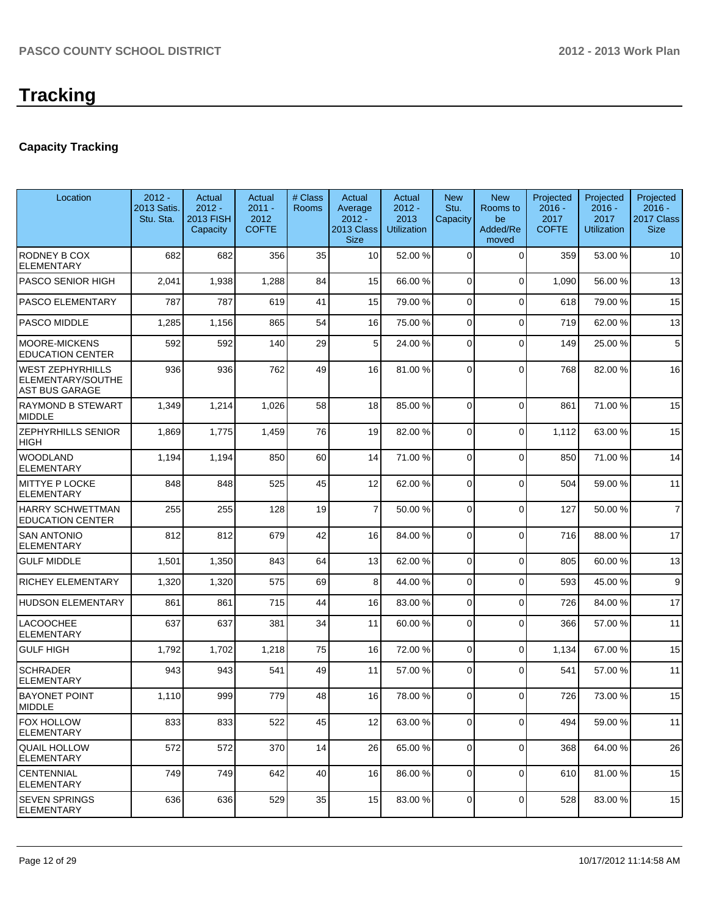# Tracking

### Capacity Tracking

| Location | 2012 - 2013 Satis. Stu. Sta. | Actual 2012 - 2013 FISH Capacity | Actual 2011 - 2012 COFTE | # Class Rooms | Actual Average 2012 - 2013 Class Size | Actual 2012 - 2013 Utilization | New Stu. Capacity | New Rooms to be Added/Removed | Projected 2016 - 2017 COFTE | Projected 2016 - 2017 Utilization | Projected 2016 - 2017 Class Size |
|---|---|---|---|---|---|---|---|---|---|---|---|
| RODNEY B COX ELEMENTARY | 682 | 682 | 356 | 35 | 10 | 52.00 % | 0 | 0 | 359 | 53.00 % | 10 |
| PASCO SENIOR HIGH | 2,041 | 1,938 | 1,288 | 84 | 15 | 66.00 % | 0 | 0 | 1,090 | 56.00 % | 13 |
| PASCO ELEMENTARY | 787 | 787 | 619 | 41 | 15 | 79.00 % | 0 | 0 | 618 | 79.00 % | 15 |
| PASCO MIDDLE | 1,285 | 1,156 | 865 | 54 | 16 | 75.00 % | 0 | 0 | 719 | 62.00 % | 13 |
| MOORE-MICKENS EDUCATION CENTER | 592 | 592 | 140 | 29 | 5 | 24.00 % | 0 | 0 | 149 | 25.00 % | 5 |
| WEST ZEPHYRHILLS ELEMENTARY/SOUTHEAST BUS GARAGE | 936 | 936 | 762 | 49 | 16 | 81.00 % | 0 | 0 | 768 | 82.00 % | 16 |
| RAYMOND B STEWART MIDDLE | 1,349 | 1,214 | 1,026 | 58 | 18 | 85.00 % | 0 | 0 | 861 | 71.00 % | 15 |
| ZEPHYRHILLS SENIOR HIGH | 1,869 | 1,775 | 1,459 | 76 | 19 | 82.00 % | 0 | 0 | 1,112 | 63.00 % | 15 |
| WOODLAND ELEMENTARY | 1,194 | 1,194 | 850 | 60 | 14 | 71.00 % | 0 | 0 | 850 | 71.00 % | 14 |
| MITTYE P LOCKE ELEMENTARY | 848 | 848 | 525 | 45 | 12 | 62.00 % | 0 | 0 | 504 | 59.00 % | 11 |
| HARRY SCHWETTMAN EDUCATION CENTER | 255 | 255 | 128 | 19 | 7 | 50.00 % | 0 | 0 | 127 | 50.00 % | 7 |
| SAN ANTONIO ELEMENTARY | 812 | 812 | 679 | 42 | 16 | 84.00 % | 0 | 0 | 716 | 88.00 % | 17 |
| GULF MIDDLE | 1,501 | 1,350 | 843 | 64 | 13 | 62.00 % | 0 | 0 | 805 | 60.00 % | 13 |
| RICHEY ELEMENTARY | 1,320 | 1,320 | 575 | 69 | 8 | 44.00 % | 0 | 0 | 593 | 45.00 % | 9 |
| HUDSON ELEMENTARY | 861 | 861 | 715 | 44 | 16 | 83.00 % | 0 | 0 | 726 | 84.00 % | 17 |
| LACOOCHEE ELEMENTARY | 637 | 637 | 381 | 34 | 11 | 60.00 % | 0 | 0 | 366 | 57.00 % | 11 |
| GULF HIGH | 1,792 | 1,702 | 1,218 | 75 | 16 | 72.00 % | 0 | 0 | 1,134 | 67.00 % | 15 |
| SCHRADER ELEMENTARY | 943 | 943 | 541 | 49 | 11 | 57.00 % | 0 | 0 | 541 | 57.00 % | 11 |
| BAYONET POINT MIDDLE | 1,110 | 999 | 779 | 48 | 16 | 78.00 % | 0 | 0 | 726 | 73.00 % | 15 |
| FOX HOLLOW ELEMENTARY | 833 | 833 | 522 | 45 | 12 | 63.00 % | 0 | 0 | 494 | 59.00 % | 11 |
| QUAIL HOLLOW ELEMENTARY | 572 | 572 | 370 | 14 | 26 | 65.00 % | 0 | 0 | 368 | 64.00 % | 26 |
| CENTENNIAL ELEMENTARY | 749 | 749 | 642 | 40 | 16 | 86.00 % | 0 | 0 | 610 | 81.00 % | 15 |
| SEVEN SPRINGS ELEMENTARY | 636 | 636 | 529 | 35 | 15 | 83.00 % | 0 | 0 | 528 | 83.00 % | 15 |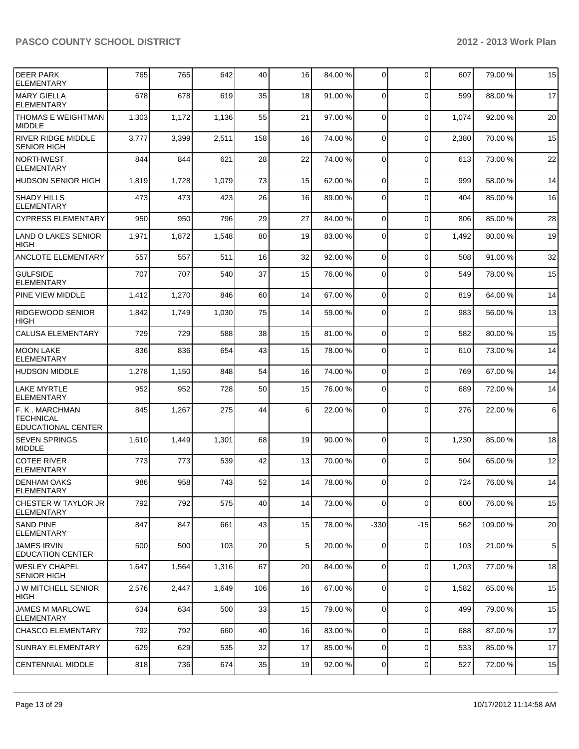| | | | | | | | | | | | |
|---|---|---|---|---|---|---|---|---|---|---|---|
| DEER PARK ELEMENTARY | 765 | 765 | 642 | 40 | 16 | 84.00 % | 0 | 0 | 607 | 79.00 % | 15 |
| MARY GIELLA ELEMENTARY | 678 | 678 | 619 | 35 | 18 | 91.00 % | 0 | 0 | 599 | 88.00 % | 17 |
| THOMAS E WEIGHTMAN MIDDLE | 1,303 | 1,172 | 1,136 | 55 | 21 | 97.00 % | 0 | 0 | 1,074 | 92.00 % | 20 |
| RIVER RIDGE MIDDLE SENIOR HIGH | 3,777 | 3,399 | 2,511 | 158 | 16 | 74.00 % | 0 | 0 | 2,380 | 70.00 % | 15 |
| NORTHWEST ELEMENTARY | 844 | 844 | 621 | 28 | 22 | 74.00 % | 0 | 0 | 613 | 73.00 % | 22 |
| HUDSON SENIOR HIGH | 1,819 | 1,728 | 1,079 | 73 | 15 | 62.00 % | 0 | 0 | 999 | 58.00 % | 14 |
| SHADY HILLS ELEMENTARY | 473 | 473 | 423 | 26 | 16 | 89.00 % | 0 | 0 | 404 | 85.00 % | 16 |
| CYPRESS ELEMENTARY | 950 | 950 | 796 | 29 | 27 | 84.00 % | 0 | 0 | 806 | 85.00 % | 28 |
| LAND O LAKES SENIOR HIGH | 1,971 | 1,872 | 1,548 | 80 | 19 | 83.00 % | 0 | 0 | 1,492 | 80.00 % | 19 |
| ANCLOTE ELEMENTARY | 557 | 557 | 511 | 16 | 32 | 92.00 % | 0 | 0 | 508 | 91.00 % | 32 |
| GULFSIDE ELEMENTARY | 707 | 707 | 540 | 37 | 15 | 76.00 % | 0 | 0 | 549 | 78.00 % | 15 |
| PINE VIEW MIDDLE | 1,412 | 1,270 | 846 | 60 | 14 | 67.00 % | 0 | 0 | 819 | 64.00 % | 14 |
| RIDGEWOOD SENIOR HIGH | 1,842 | 1,749 | 1,030 | 75 | 14 | 59.00 % | 0 | 0 | 983 | 56.00 % | 13 |
| CALUSA ELEMENTARY | 729 | 729 | 588 | 38 | 15 | 81.00 % | 0 | 0 | 582 | 80.00 % | 15 |
| MOON LAKE ELEMENTARY | 836 | 836 | 654 | 43 | 15 | 78.00 % | 0 | 0 | 610 | 73.00 % | 14 |
| HUDSON MIDDLE | 1,278 | 1,150 | 848 | 54 | 16 | 74.00 % | 0 | 0 | 769 | 67.00 % | 14 |
| LAKE MYRTLE ELEMENTARY | 952 | 952 | 728 | 50 | 15 | 76.00 % | 0 | 0 | 689 | 72.00 % | 14 |
| F. K . MARCHMAN TECHNICAL EDUCATIONAL CENTER | 845 | 1,267 | 275 | 44 | 6 | 22.00 % | 0 | 0 | 276 | 22.00 % | 6 |
| SEVEN SPRINGS MIDDLE | 1,610 | 1,449 | 1,301 | 68 | 19 | 90.00 % | 0 | 0 | 1,230 | 85.00 % | 18 |
| COTEE RIVER ELEMENTARY | 773 | 773 | 539 | 42 | 13 | 70.00 % | 0 | 0 | 504 | 65.00 % | 12 |
| DENHAM OAKS ELEMENTARY | 986 | 958 | 743 | 52 | 14 | 78.00 % | 0 | 0 | 724 | 76.00 % | 14 |
| CHESTER W TAYLOR JR ELEMENTARY | 792 | 792 | 575 | 40 | 14 | 73.00 % | 0 | 0 | 600 | 76.00 % | 15 |
| SAND PINE ELEMENTARY | 847 | 847 | 661 | 43 | 15 | 78.00 % | -330 | -15 | 562 | 109.00 % | 20 |
| JAMES IRVIN EDUCATION CENTER | 500 | 500 | 103 | 20 | 5 | 20.00 % | 0 | 0 | 103 | 21.00 % | 5 |
| WESLEY CHAPEL SENIOR HIGH | 1,647 | 1,564 | 1,316 | 67 | 20 | 84.00 % | 0 | 0 | 1,203 | 77.00 % | 18 |
| J W MITCHELL SENIOR HIGH | 2,576 | 2,447 | 1,649 | 106 | 16 | 67.00 % | 0 | 0 | 1,582 | 65.00 % | 15 |
| JAMES M MARLOWE ELEMENTARY | 634 | 634 | 500 | 33 | 15 | 79.00 % | 0 | 0 | 499 | 79.00 % | 15 |
| CHASCO ELEMENTARY | 792 | 792 | 660 | 40 | 16 | 83.00 % | 0 | 0 | 688 | 87.00 % | 17 |
| SUNRAY ELEMENTARY | 629 | 629 | 535 | 32 | 17 | 85.00 % | 0 | 0 | 533 | 85.00 % | 17 |
| CENTENNIAL MIDDLE | 818 | 736 | 674 | 35 | 19 | 92.00 % | 0 | 0 | 527 | 72.00 % | 15 |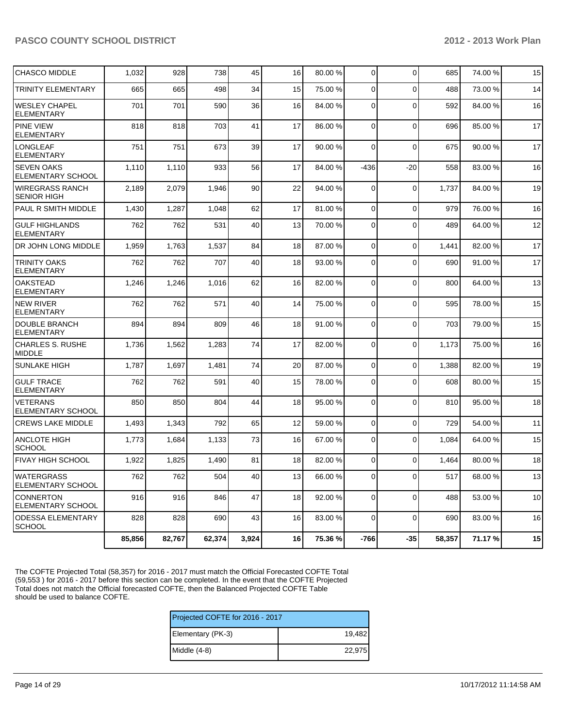| | | | | | | | | | | |
|---|---|---|---|---|---|---|---|---|---|---|
| CHASCO MIDDLE | 1,032 | 928 | 738 | 45 | 16 | 80.00 % | 0 | 0 | 685 | 74.00 % | 15 |
| TRINITY ELEMENTARY | 665 | 665 | 498 | 34 | 15 | 75.00 % | 0 | 0 | 488 | 73.00 % | 14 |
| WESLEY CHAPEL ELEMENTARY | 701 | 701 | 590 | 36 | 16 | 84.00 % | 0 | 0 | 592 | 84.00 % | 16 |
| PINE VIEW ELEMENTARY | 818 | 818 | 703 | 41 | 17 | 86.00 % | 0 | 0 | 696 | 85.00 % | 17 |
| LONGLEAF ELEMENTARY | 751 | 751 | 673 | 39 | 17 | 90.00 % | 0 | 0 | 675 | 90.00 % | 17 |
| SEVEN OAKS ELEMENTARY SCHOOL | 1,110 | 1,110 | 933 | 56 | 17 | 84.00 % | -436 | -20 | 558 | 83.00 % | 16 |
| WIREGRASS RANCH SENIOR HIGH | 2,189 | 2,079 | 1,946 | 90 | 22 | 94.00 % | 0 | 0 | 1,737 | 84.00 % | 19 |
| PAUL R SMITH MIDDLE | 1,430 | 1,287 | 1,048 | 62 | 17 | 81.00 % | 0 | 0 | 979 | 76.00 % | 16 |
| GULF HIGHLANDS ELEMENTARY | 762 | 762 | 531 | 40 | 13 | 70.00 % | 0 | 0 | 489 | 64.00 % | 12 |
| DR JOHN LONG MIDDLE | 1,959 | 1,763 | 1,537 | 84 | 18 | 87.00 % | 0 | 0 | 1,441 | 82.00 % | 17 |
| TRINITY OAKS ELEMENTARY | 762 | 762 | 707 | 40 | 18 | 93.00 % | 0 | 0 | 690 | 91.00 % | 17 |
| OAKSTEAD ELEMENTARY | 1,246 | 1,246 | 1,016 | 62 | 16 | 82.00 % | 0 | 0 | 800 | 64.00 % | 13 |
| NEW RIVER ELEMENTARY | 762 | 762 | 571 | 40 | 14 | 75.00 % | 0 | 0 | 595 | 78.00 % | 15 |
| DOUBLE BRANCH ELEMENTARY | 894 | 894 | 809 | 46 | 18 | 91.00 % | 0 | 0 | 703 | 79.00 % | 15 |
| CHARLES S. RUSHE MIDDLE | 1,736 | 1,562 | 1,283 | 74 | 17 | 82.00 % | 0 | 0 | 1,173 | 75.00 % | 16 |
| SUNLAKE HIGH | 1,787 | 1,697 | 1,481 | 74 | 20 | 87.00 % | 0 | 0 | 1,388 | 82.00 % | 19 |
| GULF TRACE ELEMENTARY | 762 | 762 | 591 | 40 | 15 | 78.00 % | 0 | 0 | 608 | 80.00 % | 15 |
| VETERANS ELEMENTARY SCHOOL | 850 | 850 | 804 | 44 | 18 | 95.00 % | 0 | 0 | 810 | 95.00 % | 18 |
| CREWS LAKE MIDDLE | 1,493 | 1,343 | 792 | 65 | 12 | 59.00 % | 0 | 0 | 729 | 54.00 % | 11 |
| ANCLOTE HIGH SCHOOL | 1,773 | 1,684 | 1,133 | 73 | 16 | 67.00 % | 0 | 0 | 1,084 | 64.00 % | 15 |
| FIVAY HIGH SCHOOL | 1,922 | 1,825 | 1,490 | 81 | 18 | 82.00 % | 0 | 0 | 1,464 | 80.00 % | 18 |
| WATERGRASS ELEMENTARY SCHOOL | 762 | 762 | 504 | 40 | 13 | 66.00 % | 0 | 0 | 517 | 68.00 % | 13 |
| CONNERTON ELEMENTARY SCHOOL | 916 | 916 | 846 | 47 | 18 | 92.00 % | 0 | 0 | 488 | 53.00 % | 10 |
| ODESSA ELEMENTARY SCHOOL | 828 | 828 | 690 | 43 | 16 | 83.00 % | 0 | 0 | 690 | 83.00 % | 16 |
| | **85,856** | **82,767** | **62,374** | **3,924** | **16** | **75.36 %** | **-766** | **-35** | **58,357** | **71.17 %** | **15** |

The COFTE Projected Total (58,357) for 2016 - 2017 must match the Official Forecasted COFTE Total (59,553 ) for 2016 - 2017 before this section can be completed. In the event that the COFTE Projected Total does not match the Official forecasted COFTE, then the Balanced Projected COFTE Table should be used to balance COFTE.

| Projected COFTE for 2016 - 2017 | |
|---|---|
| Elementary (PK-3) | 19,482 |
| Middle (4-8) | 22,975 |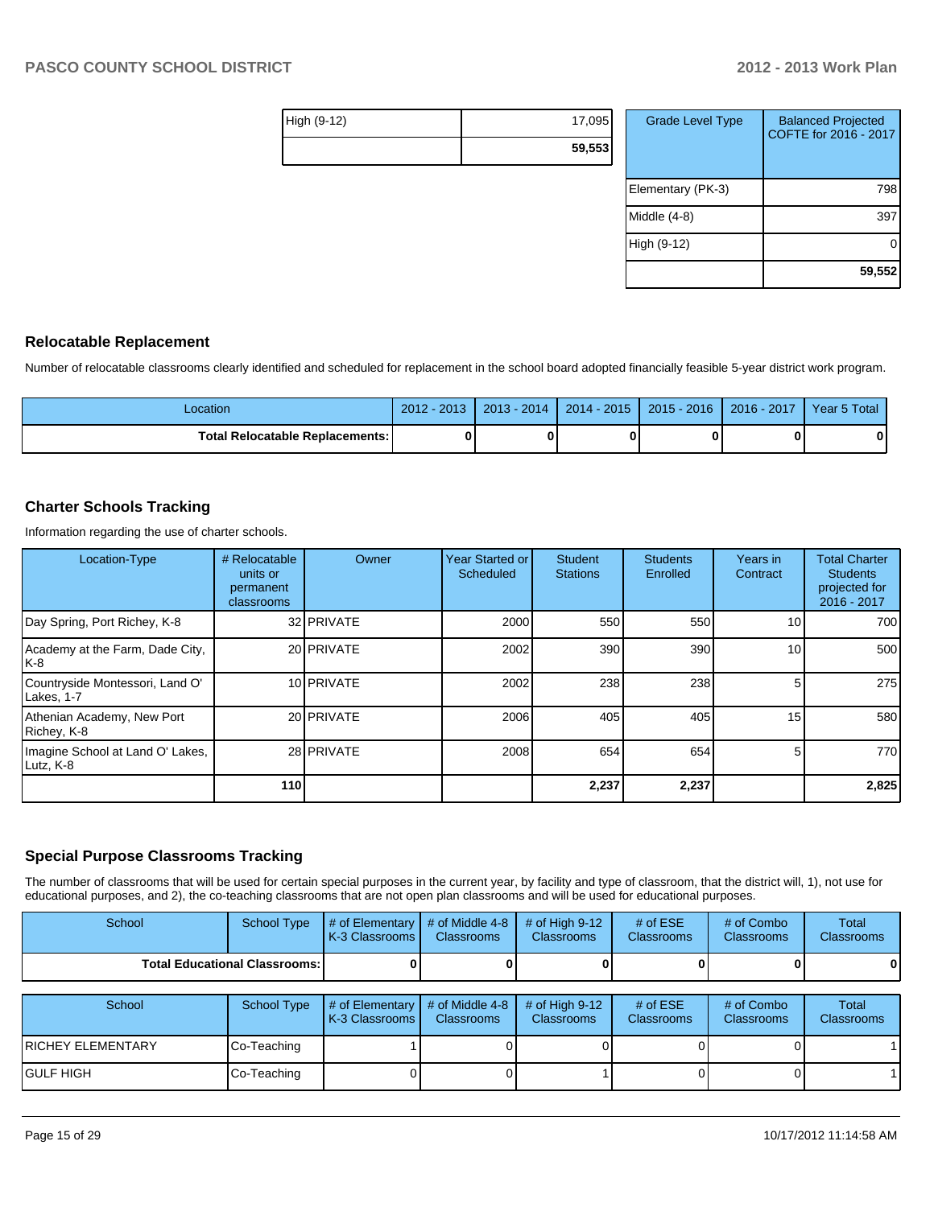| | |
|---|---|
| High (9-12) | 17,095 |
| | **59,553** |

| Grade Level Type | Balanced Projected COFTE for 2016 - 2017 |
|---|---|
| Elementary (PK-3) | 798 |
| Middle (4-8) | 397 |
| High (9-12) | 0 |
| | **59,552** |

## Relocatable Replacement

Number of relocatable classrooms clearly identified and scheduled for replacement in the school board adopted financially feasible 5-year district work program.

| Location | 2012 - 2013 | 2013 - 2014 | 2014 - 2015 | 2015 - 2016 | 2016 - 2017 | Year 5 Total |
|---|---|---|---|---|---|---|
| **Total Relocatable Replacements:** | **0** | **0** | **0** | **0** | **0** | **0** |

## Charter Schools Tracking

Information regarding the use of charter schools.

| Location-Type | # Relocatable units or permanent classrooms | Owner | Year Started or Scheduled | Student Stations | Students Enrolled | Years in Contract | Total Charter Students projected for 2016 - 2017 |
|---|---|---|---|---|---|---|---|
| Day Spring, Port Richey, K-8 | 32 | PRIVATE | 2000 | 550 | 550 | 10 | 700 |
| Academy at the Farm, Dade City, K-8 | 20 | PRIVATE | 2002 | 390 | 390 | 10 | 500 |
| Countryside Montessori, Land O' Lakes, 1-7 | 10 | PRIVATE | 2002 | 238 | 238 | 5 | 275 |
| Athenian Academy, New Port Richey, K-8 | 20 | PRIVATE | 2006 | 405 | 405 | 15 | 580 |
| Imagine School at Land O' Lakes, Lutz, K-8 | 28 | PRIVATE | 2008 | 654 | 654 | 5 | 770 |
| | **110** | | | **2,237** | **2,237** | | **2,825** |

## Special Purpose Classrooms Tracking

The number of classrooms that will be used for certain special purposes in the current year, by facility and type of classroom, that the district will, 1), not use for educational purposes, and 2), the co-teaching classrooms that are not open plan classrooms and will be used for educational purposes.

| School | School Type | # of Elementary K-3 Classrooms | # of Middle 4-8 Classrooms | # of High 9-12 Classrooms | # of ESE Classrooms | # of Combo Classrooms | Total Classrooms |
|---|---|---|---|---|---|---|---|
| **Total Educational Classrooms:** | | **0** | **0** | **0** | **0** | **0** | **0** |

| School | School Type | # of Elementary K-3 Classrooms | # of Middle 4-8 Classrooms | # of High 9-12 Classrooms | # of ESE Classrooms | # of Combo Classrooms | Total Classrooms |
|---|---|---|---|---|---|---|---|
| RICHEY ELEMENTARY | Co-Teaching | 1 | 0 | 0 | 0 | 0 | 1 |
| GULF HIGH | Co-Teaching | 0 | 0 | 1 | 0 | 0 | 1 |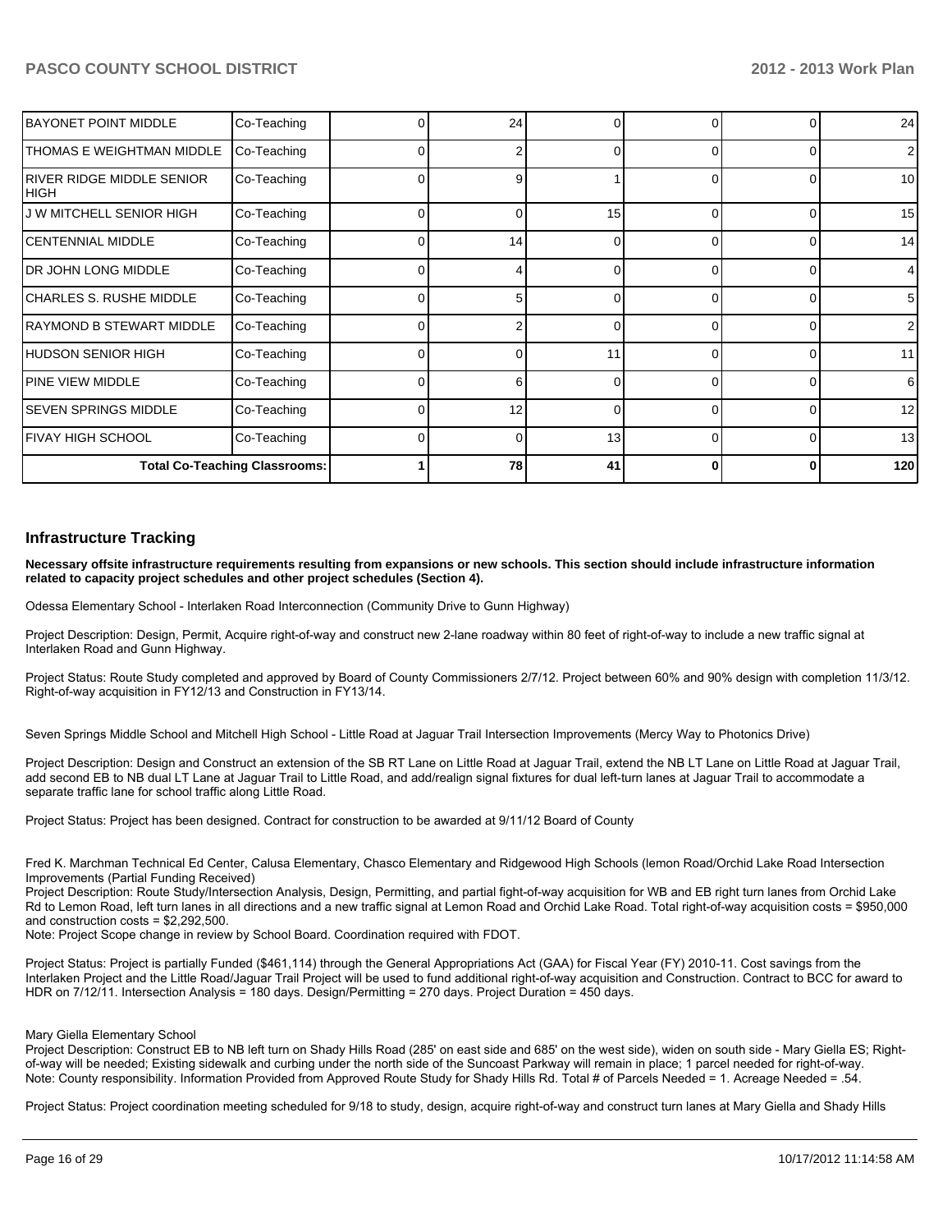| | | | | | | | |
|---|---|---|---|---|---|---|---|
| BAYONET POINT MIDDLE | Co-Teaching | 0 | 24 | 0 | 0 | 0 | 24 |
| THOMAS E WEIGHTMAN MIDDLE | Co-Teaching | 0 | 2 | 0 | 0 | 0 | 2 |
| RIVER RIDGE MIDDLE SENIOR HIGH | Co-Teaching | 0 | 9 | 1 | 0 | 0 | 10 |
| J W MITCHELL SENIOR HIGH | Co-Teaching | 0 | 0 | 15 | 0 | 0 | 15 |
| CENTENNIAL MIDDLE | Co-Teaching | 0 | 14 | 0 | 0 | 0 | 14 |
| DR JOHN LONG MIDDLE | Co-Teaching | 0 | 4 | 0 | 0 | 0 | 4 |
| CHARLES S. RUSHE MIDDLE | Co-Teaching | 0 | 5 | 0 | 0 | 0 | 5 |
| RAYMOND B STEWART MIDDLE | Co-Teaching | 0 | 2 | 0 | 0 | 0 | 2 |
| HUDSON SENIOR HIGH | Co-Teaching | 0 | 0 | 11 | 0 | 0 | 11 |
| PINE VIEW MIDDLE | Co-Teaching | 0 | 6 | 0 | 0 | 0 | 6 |
| SEVEN SPRINGS MIDDLE | Co-Teaching | 0 | 12 | 0 | 0 | 0 | 12 |
| FIVAY HIGH SCHOOL | Co-Teaching | 0 | 0 | 13 | 0 | 0 | 13 |
| Total Co-Teaching Classrooms: | | 1 | 78 | 41 | 0 | 0 | 120 |

## Infrastructure Tracking

**Necessary offsite infrastructure requirements resulting from expansions or new schools. This section should include infrastructure information related to capacity project schedules and other project schedules (Section 4).**

Odessa Elementary School - Interlaken Road Interconnection (Community Drive to Gunn Highway)

Project Description: Design, Permit, Acquire right-of-way and construct new 2-lane roadway within 80 feet of right-of-way to include a new traffic signal at Interlaken Road and Gunn Highway.

Project Status: Route Study completed and approved by Board of County Commissioners 2/7/12. Project between 60% and 90% design with completion 11/3/12. Right-of-way acquisition in FY12/13 and Construction in FY13/14.

Seven Springs Middle School and Mitchell High School - Little Road at Jaguar Trail Intersection Improvements (Mercy Way to Photonics Drive)

Project Description: Design and Construct an extension of the SB RT Lane on Little Road at Jaguar Trail, extend the NB LT Lane on Little Road at Jaguar Trail, add second EB to NB dual LT Lane at Jaguar Trail to Little Road, and add/realign signal fixtures for dual left-turn lanes at Jaguar Trail to accommodate a separate traffic lane for school traffic along Little Road.

Project Status: Project has been designed. Contract for construction to be awarded at 9/11/12 Board of County

Fred K. Marchman Technical Ed Center, Calusa Elementary, Chasco Elementary and Ridgewood High Schools (lemon Road/Orchid Lake Road Intersection Improvements (Partial Funding Received)
Project Description: Route Study/Intersection Analysis, Design, Permitting, and partial fight-of-way acquisition for WB and EB right turn lanes from Orchid Lake Rd to Lemon Road, left turn lanes in all directions and a new traffic signal at Lemon Road and Orchid Lake Road. Total right-of-way acquisition costs = $950,000 and construction costs = $2,292,500.
Note: Project Scope change in review by School Board. Coordination required with FDOT.

Project Status: Project is partially Funded ($461,114) through the General Appropriations Act (GAA) for Fiscal Year (FY) 2010-11. Cost savings from the Interlaken Project and the Little Road/Jaguar Trail Project will be used to fund additional right-of-way acquisition and Construction. Contract to BCC for award to HDR on 7/12/11. Intersection Analysis = 180 days. Design/Permitting = 270 days. Project Duration = 450 days.

Mary Giella Elementary School
Project Description: Construct EB to NB left turn on Shady Hills Road (285' on east side and 685' on the west side), widen on south side - Mary Giella ES; Right-of-way will be needed; Existing sidewalk and curbing under the north side of the Suncoast Parkway will remain in place; 1 parcel needed for right-of-way.
Note: County responsibility. Information Provided from Approved Route Study for Shady Hills Rd. Total # of Parcels Needed = 1. Acreage Needed = .54.

Project Status: Project coordination meeting scheduled for 9/18 to study, design, acquire right-of-way and construct turn lanes at Mary Giella and Shady Hills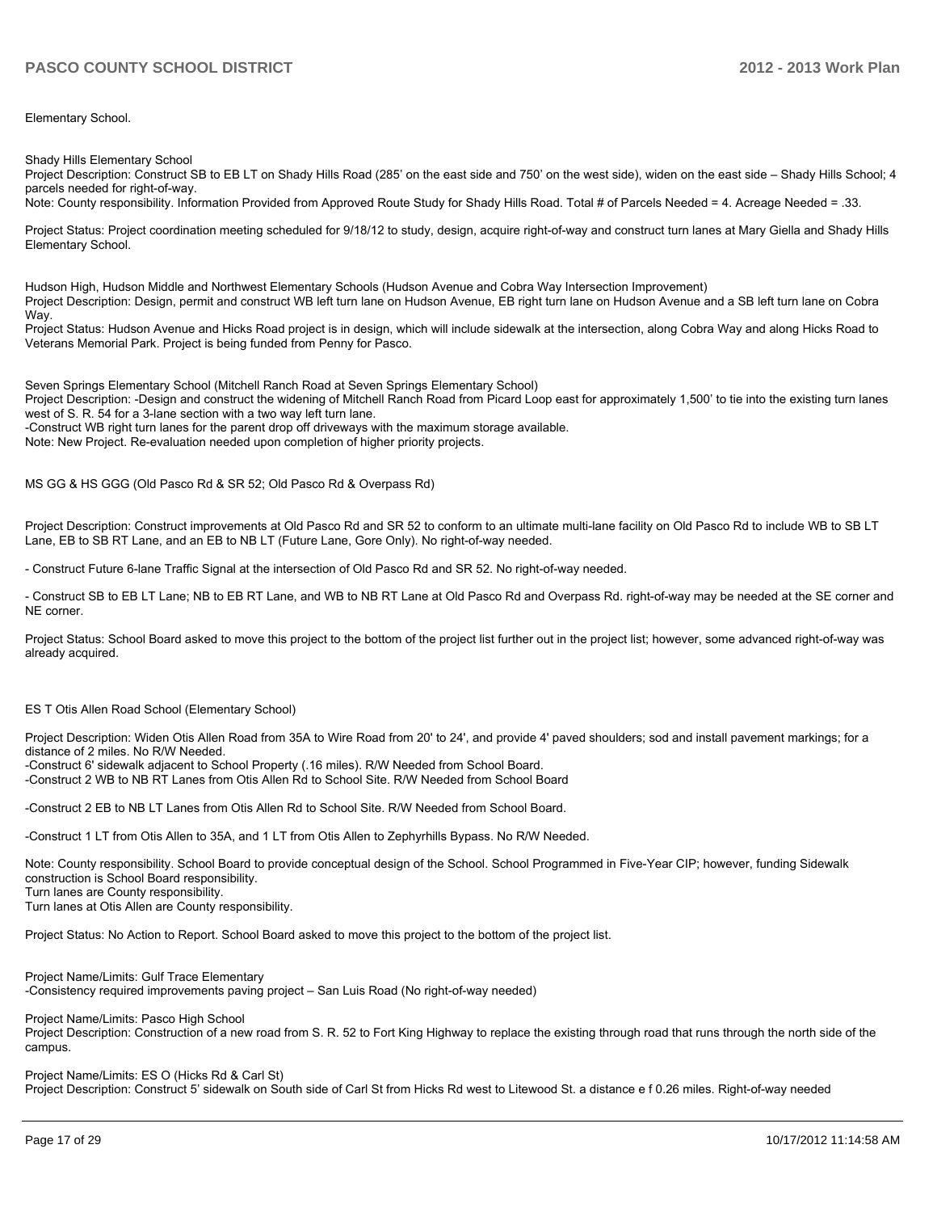Elementary School.

Shady Hills Elementary School
Project Description: Construct SB to EB LT on Shady Hills Road (285' on the east side and 750' on the west side), widen on the east side – Shady Hills School; 4 parcels needed for right-of-way.
Note: County responsibility. Information Provided from Approved Route Study for Shady Hills Road. Total # of Parcels Needed = 4. Acreage Needed = .33.

Project Status: Project coordination meeting scheduled for 9/18/12 to study, design, acquire right-of-way and construct turn lanes at Mary Giella and Shady Hills Elementary School.

Hudson High, Hudson Middle and Northwest Elementary Schools (Hudson Avenue and Cobra Way Intersection Improvement)
Project Description: Design, permit and construct WB left turn lane on Hudson Avenue, EB right turn lane on Hudson Avenue and a SB left turn lane on Cobra Way.
Project Status: Hudson Avenue and Hicks Road project is in design, which will include sidewalk at the intersection, along Cobra Way and along Hicks Road to Veterans Memorial Park. Project is being funded from Penny for Pasco.

Seven Springs Elementary School (Mitchell Ranch Road at Seven Springs Elementary School)
Project Description: -Design and construct the widening of Mitchell Ranch Road from Picard Loop east for approximately 1,500' to tie into the existing turn lanes west of S. R. 54 for a 3-lane section with a two way left turn lane.
-Construct WB right turn lanes for the parent drop off driveways with the maximum storage available.
Note: New Project. Re-evaluation needed upon completion of higher priority projects.

MS GG & HS GGG (Old Pasco Rd & SR 52; Old Pasco Rd & Overpass Rd)

Project Description: Construct improvements at Old Pasco Rd and SR 52 to conform to an ultimate multi-lane facility on Old Pasco Rd to include WB to SB LT Lane, EB to SB RT Lane, and an EB to NB LT (Future Lane, Gore Only). No right-of-way needed.

- Construct Future 6-lane Traffic Signal at the intersection of Old Pasco Rd and SR 52. No right-of-way needed.

- Construct SB to EB LT Lane; NB to EB RT Lane, and WB to NB RT Lane at Old Pasco Rd and Overpass Rd. right-of-way may be needed at the SE corner and NE corner.

Project Status: School Board asked to move this project to the bottom of the project list further out in the project list; however, some advanced right-of-way was already acquired.

ES T Otis Allen Road School (Elementary School)

Project Description: Widen Otis Allen Road from 35A to Wire Road from 20' to 24', and provide 4' paved shoulders; sod and install pavement markings; for a distance of 2 miles. No R/W Needed.
-Construct 6' sidewalk adjacent to School Property (.16 miles). R/W Needed from School Board.
-Construct 2 WB to NB RT Lanes from Otis Allen Rd to School Site. R/W Needed from School Board

-Construct 2 EB to NB LT Lanes from Otis Allen Rd to School Site. R/W Needed from School Board.

-Construct 1 LT from Otis Allen to 35A, and 1 LT from Otis Allen to Zephyrhills Bypass. No R/W Needed.

Note: County responsibility. School Board to provide conceptual design of the School. School Programmed in Five-Year CIP; however, funding Sidewalk construction is School Board responsibility.
Turn lanes are County responsibility.
Turn lanes at Otis Allen are County responsibility.

Project Status: No Action to Report. School Board asked to move this project to the bottom of the project list.

Project Name/Limits: Gulf Trace Elementary
-Consistency required improvements paving project – San Luis Road (No right-of-way needed)

Project Name/Limits: Pasco High School
Project Description: Construction of a new road from S. R. 52 to Fort King Highway to replace the existing through road that runs through the north side of the campus.

Project Name/Limits: ES O (Hicks Rd & Carl St)
Project Description: Construct 5' sidewalk on South side of Carl St from Hicks Rd west to Litewood St. a distance e f 0.26 miles. Right-of-way needed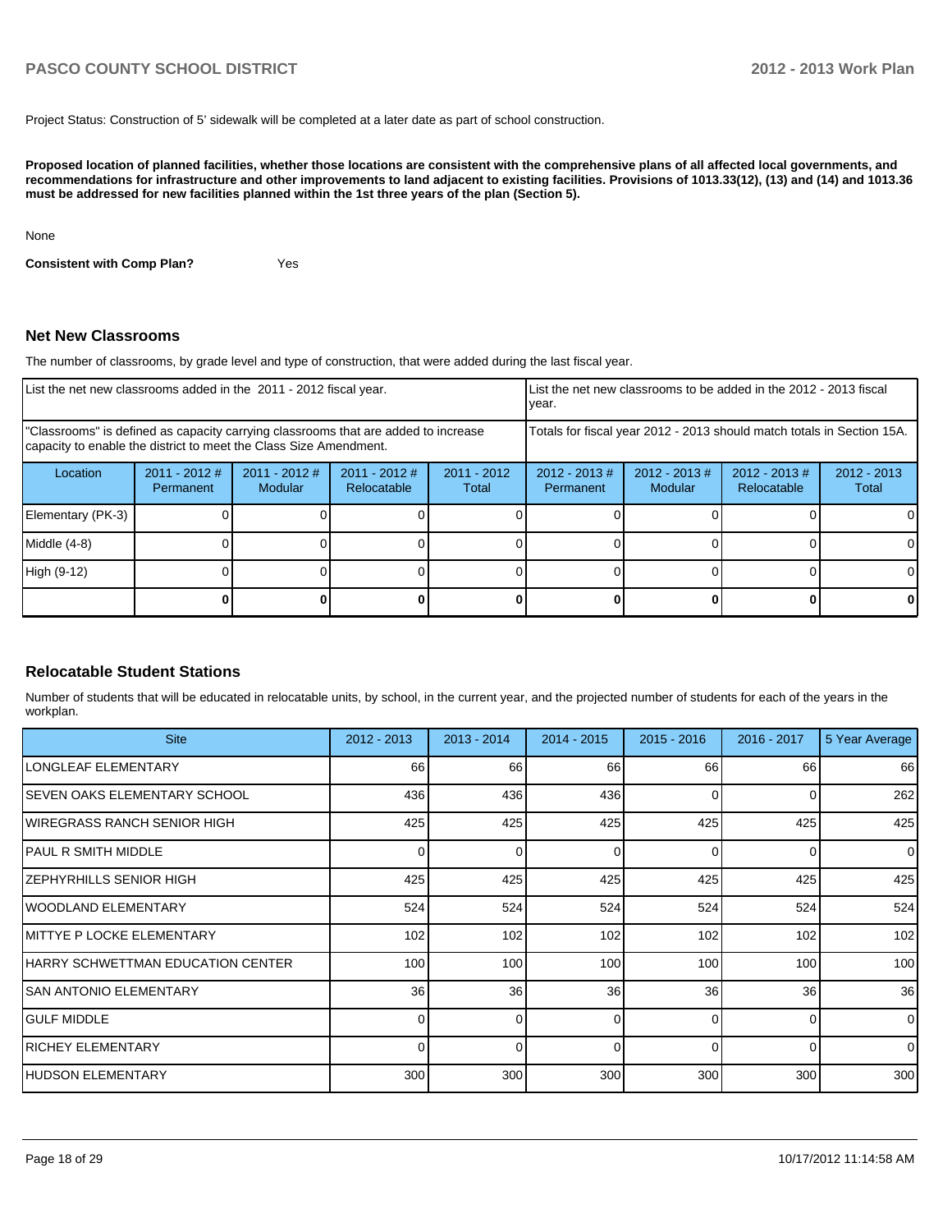Project Status: Construction of 5' sidewalk will be completed at a later date as part of school construction.

**Proposed location of planned facilities, whether those locations are consistent with the comprehensive plans of all affected local governments, and recommendations for infrastructure and other improvements to land adjacent to existing facilities. Provisions of 1013.33(12), (13) and (14) and 1013.36 must be addressed for new facilities planned within the 1st three years of the plan (Section 5).**

None

**Consistent with Comp Plan?** Yes

## Net New Classrooms

The number of classrooms, by grade level and type of construction, that were added during the last fiscal year.

| List the net new classrooms added in the 2011 - 2012 fiscal year. | | | | | List the net new classrooms to be added in the 2012 - 2013 fiscal year. | | | |
|---|---|---|---|---|---|---|---|---|
| "Classrooms" is defined as capacity carrying classrooms that are added to increase capacity to enable the district to meet the Class Size Amendment. | | | | | Totals for fiscal year 2012 - 2013 should match totals in Section 15A. | | | |
| Location | 2011 - 2012 # Permanent | 2011 - 2012 # Modular | 2011 - 2012 # Relocatable | 2011 - 2012 Total | 2012 - 2013 # Permanent | 2012 - 2013 # Modular | 2012 - 2013 # Relocatable | 2012 - 2013 Total |
| Elementary (PK-3) | 0 | 0 | 0 | 0 | 0 | 0 | 0 | 0 |
| Middle (4-8) | 0 | 0 | 0 | 0 | 0 | 0 | 0 | 0 |
| High (9-12) | 0 | 0 | 0 | 0 | 0 | 0 | 0 | 0 |
| | **0** | **0** | **0** | **0** | **0** | **0** | **0** | **0** |

## Relocatable Student Stations

Number of students that will be educated in relocatable units, by school, in the current year, and the projected number of students for each of the years in the workplan.

| Site | 2012 - 2013 | 2013 - 2014 | 2014 - 2015 | 2015 - 2016 | 2016 - 2017 | 5 Year Average |
|---|---|---|---|---|---|---|
| LONGLEAF ELEMENTARY | 66 | 66 | 66 | 66 | 66 | 66 |
| SEVEN OAKS ELEMENTARY SCHOOL | 436 | 436 | 436 | 0 | 0 | 262 |
| WIREGRASS RANCH SENIOR HIGH | 425 | 425 | 425 | 425 | 425 | 425 |
| PAUL R SMITH MIDDLE | 0 | 0 | 0 | 0 | 0 | 0 |
| ZEPHYRHILLS SENIOR HIGH | 425 | 425 | 425 | 425 | 425 | 425 |
| WOODLAND ELEMENTARY | 524 | 524 | 524 | 524 | 524 | 524 |
| MITTYE P LOCKE ELEMENTARY | 102 | 102 | 102 | 102 | 102 | 102 |
| HARRY SCHWETTMAN EDUCATION CENTER | 100 | 100 | 100 | 100 | 100 | 100 |
| SAN ANTONIO ELEMENTARY | 36 | 36 | 36 | 36 | 36 | 36 |
| GULF MIDDLE | 0 | 0 | 0 | 0 | 0 | 0 |
| RICHEY ELEMENTARY | 0 | 0 | 0 | 0 | 0 | 0 |
| HUDSON ELEMENTARY | 300 | 300 | 300 | 300 | 300 | 300 |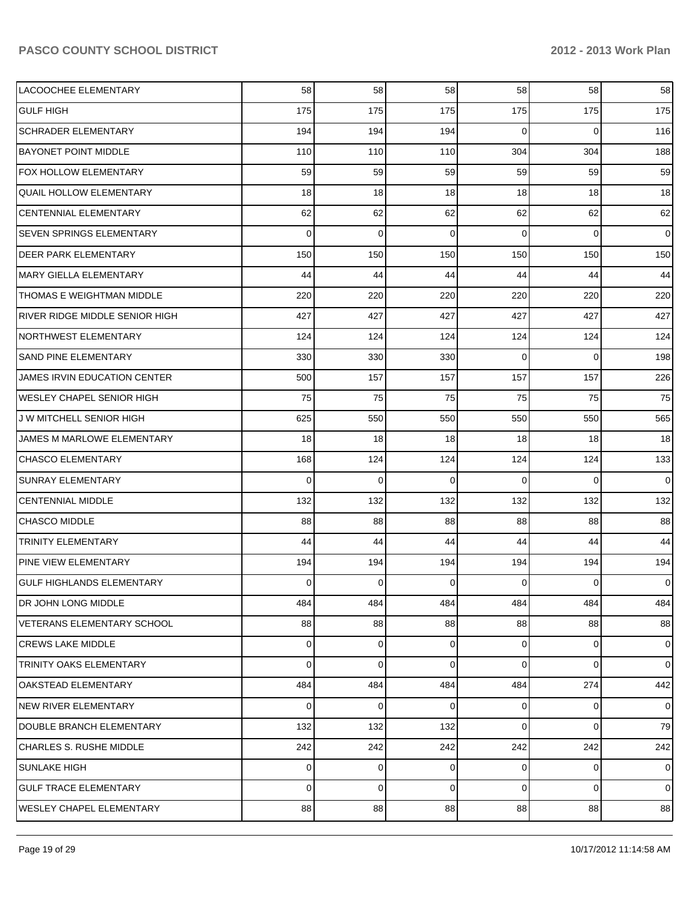| | | | | | | |
|---|---|---|---|---|---|---|
| LACOOCHEE ELEMENTARY | 58 | 58 | 58 | 58 | 58 | 58 |
| GULF HIGH | 175 | 175 | 175 | 175 | 175 | 175 |
| SCHRADER ELEMENTARY | 194 | 194 | 194 | 0 | 0 | 116 |
| BAYONET POINT MIDDLE | 110 | 110 | 110 | 304 | 304 | 188 |
| FOX HOLLOW ELEMENTARY | 59 | 59 | 59 | 59 | 59 | 59 |
| QUAIL HOLLOW ELEMENTARY | 18 | 18 | 18 | 18 | 18 | 18 |
| CENTENNIAL ELEMENTARY | 62 | 62 | 62 | 62 | 62 | 62 |
| SEVEN SPRINGS ELEMENTARY | 0 | 0 | 0 | 0 | 0 | 0 |
| DEER PARK ELEMENTARY | 150 | 150 | 150 | 150 | 150 | 150 |
| MARY GIELLA ELEMENTARY | 44 | 44 | 44 | 44 | 44 | 44 |
| THOMAS E WEIGHTMAN MIDDLE | 220 | 220 | 220 | 220 | 220 | 220 |
| RIVER RIDGE MIDDLE SENIOR HIGH | 427 | 427 | 427 | 427 | 427 | 427 |
| NORTHWEST ELEMENTARY | 124 | 124 | 124 | 124 | 124 | 124 |
| SAND PINE ELEMENTARY | 330 | 330 | 330 | 0 | 0 | 198 |
| JAMES IRVIN EDUCATION CENTER | 500 | 157 | 157 | 157 | 157 | 226 |
| WESLEY CHAPEL SENIOR HIGH | 75 | 75 | 75 | 75 | 75 | 75 |
| J W MITCHELL SENIOR HIGH | 625 | 550 | 550 | 550 | 550 | 565 |
| JAMES M MARLOWE ELEMENTARY | 18 | 18 | 18 | 18 | 18 | 18 |
| CHASCO ELEMENTARY | 168 | 124 | 124 | 124 | 124 | 133 |
| SUNRAY ELEMENTARY | 0 | 0 | 0 | 0 | 0 | 0 |
| CENTENNIAL MIDDLE | 132 | 132 | 132 | 132 | 132 | 132 |
| CHASCO MIDDLE | 88 | 88 | 88 | 88 | 88 | 88 |
| TRINITY ELEMENTARY | 44 | 44 | 44 | 44 | 44 | 44 |
| PINE VIEW ELEMENTARY | 194 | 194 | 194 | 194 | 194 | 194 |
| GULF HIGHLANDS ELEMENTARY | 0 | 0 | 0 | 0 | 0 | 0 |
| DR JOHN LONG MIDDLE | 484 | 484 | 484 | 484 | 484 | 484 |
| VETERANS ELEMENTARY SCHOOL | 88 | 88 | 88 | 88 | 88 | 88 |
| CREWS LAKE MIDDLE | 0 | 0 | 0 | 0 | 0 | 0 |
| TRINITY OAKS ELEMENTARY | 0 | 0 | 0 | 0 | 0 | 0 |
| OAKSTEAD ELEMENTARY | 484 | 484 | 484 | 484 | 274 | 442 |
| NEW RIVER ELEMENTARY | 0 | 0 | 0 | 0 | 0 | 0 |
| DOUBLE BRANCH ELEMENTARY | 132 | 132 | 132 | 0 | 0 | 79 |
| CHARLES S. RUSHE MIDDLE | 242 | 242 | 242 | 242 | 242 | 242 |
| SUNLAKE HIGH | 0 | 0 | 0 | 0 | 0 | 0 |
| GULF TRACE ELEMENTARY | 0 | 0 | 0 | 0 | 0 | 0 |
| WESLEY CHAPEL ELEMENTARY | 88 | 88 | 88 | 88 | 88 | 88 |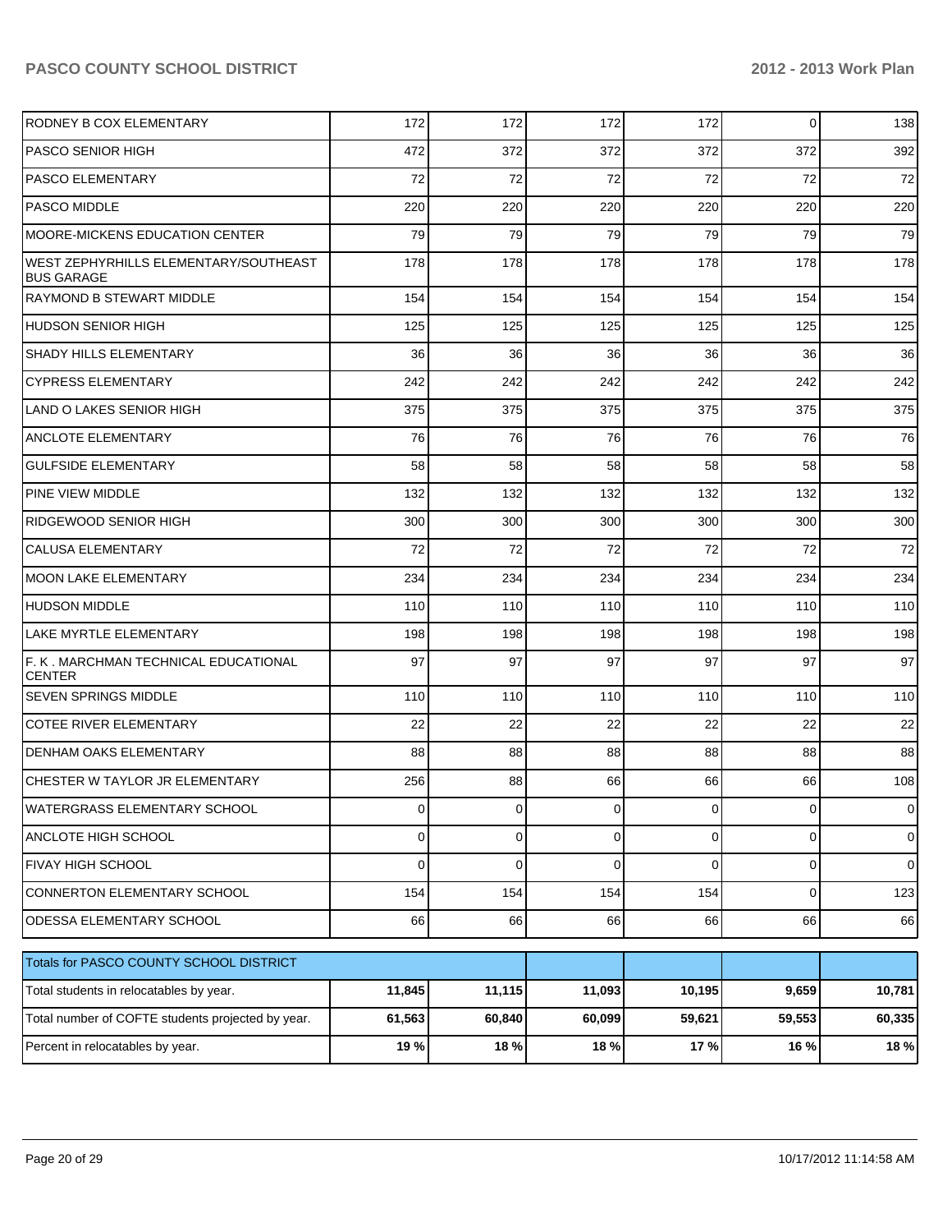| | | | | | | |
|---|---|---|---|---|---|---|
| RODNEY B COX ELEMENTARY | 172 | 172 | 172 | 172 | 0 | 138 |
| PASCO SENIOR HIGH | 472 | 372 | 372 | 372 | 372 | 392 |
| PASCO ELEMENTARY | 72 | 72 | 72 | 72 | 72 | 72 |
| PASCO MIDDLE | 220 | 220 | 220 | 220 | 220 | 220 |
| MOORE-MICKENS EDUCATION CENTER | 79 | 79 | 79 | 79 | 79 | 79 |
| WEST ZEPHYRHILLS ELEMENTARY/SOUTHEAST BUS GARAGE | 178 | 178 | 178 | 178 | 178 | 178 |
| RAYMOND B STEWART MIDDLE | 154 | 154 | 154 | 154 | 154 | 154 |
| HUDSON SENIOR HIGH | 125 | 125 | 125 | 125 | 125 | 125 |
| SHADY HILLS ELEMENTARY | 36 | 36 | 36 | 36 | 36 | 36 |
| CYPRESS ELEMENTARY | 242 | 242 | 242 | 242 | 242 | 242 |
| LAND O LAKES SENIOR HIGH | 375 | 375 | 375 | 375 | 375 | 375 |
| ANCLOTE ELEMENTARY | 76 | 76 | 76 | 76 | 76 | 76 |
| GULFSIDE ELEMENTARY | 58 | 58 | 58 | 58 | 58 | 58 |
| PINE VIEW MIDDLE | 132 | 132 | 132 | 132 | 132 | 132 |
| RIDGEWOOD SENIOR HIGH | 300 | 300 | 300 | 300 | 300 | 300 |
| CALUSA ELEMENTARY | 72 | 72 | 72 | 72 | 72 | 72 |
| MOON LAKE ELEMENTARY | 234 | 234 | 234 | 234 | 234 | 234 |
| HUDSON MIDDLE | 110 | 110 | 110 | 110 | 110 | 110 |
| LAKE MYRTLE ELEMENTARY | 198 | 198 | 198 | 198 | 198 | 198 |
| F. K . MARCHMAN TECHNICAL EDUCATIONAL CENTER | 97 | 97 | 97 | 97 | 97 | 97 |
| SEVEN SPRINGS MIDDLE | 110 | 110 | 110 | 110 | 110 | 110 |
| COTEE RIVER ELEMENTARY | 22 | 22 | 22 | 22 | 22 | 22 |
| DENHAM OAKS ELEMENTARY | 88 | 88 | 88 | 88 | 88 | 88 |
| CHESTER W TAYLOR JR ELEMENTARY | 256 | 88 | 66 | 66 | 66 | 108 |
| WATERGRASS ELEMENTARY SCHOOL | 0 | 0 | 0 | 0 | 0 | 0 |
| ANCLOTE HIGH SCHOOL | 0 | 0 | 0 | 0 | 0 | 0 |
| FIVAY HIGH SCHOOL | 0 | 0 | 0 | 0 | 0 | 0 |
| CONNERTON ELEMENTARY SCHOOL | 154 | 154 | 154 | 154 | 0 | 123 |
| ODESSA ELEMENTARY SCHOOL | 66 | 66 | 66 | 66 | 66 | 66 |

| Totals for PASCO COUNTY SCHOOL DISTRICT | | | | | | |
|---|---|---|---|---|---|---|
| Total students in relocatables by year. | **11,845** | **11,115** | **11,093** | **10,195** | **9,659** | **10,781** |
| Total number of COFTE students projected by year. | **61,563** | **60,840** | **60,099** | **59,621** | **59,553** | **60,335** |
| Percent in relocatables by year. | **19 %** | **18 %** | **18 %** | **17 %** | **16 %** | **18 %** |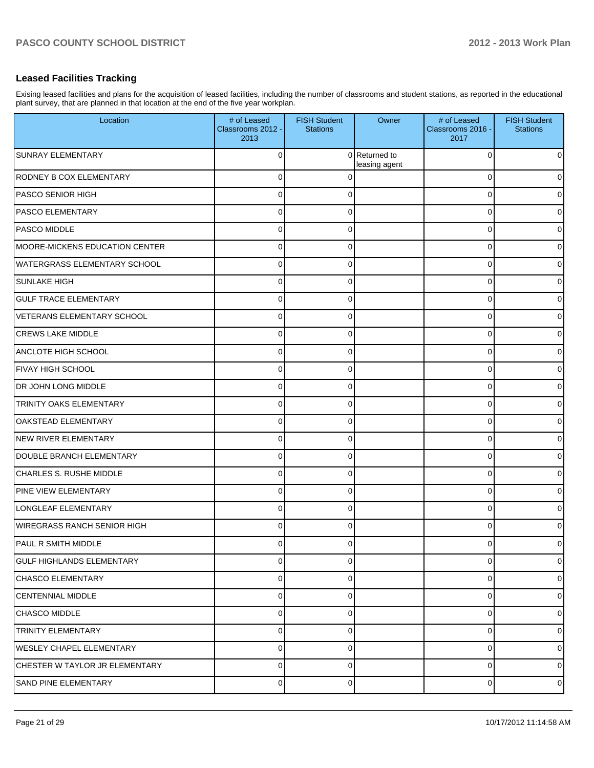## Leased Facilities Tracking

Exising leased facilities and plans for the acquisition of leased facilities, including the number of classrooms and student stations, as reported in the educational plant survey, that are planned in that location at the end of the five year workplan.

| Location | # of Leased Classrooms 2012 - 2013 | FISH Student Stations | Owner | # of Leased Classrooms 2016 - 2017 | FISH Student Stations |
|---|---|---|---|---|---|
| SUNRAY ELEMENTARY | 0 | 0 | Returned to leasing agent | 0 | 0 |
| RODNEY B COX ELEMENTARY | 0 | 0 | | 0 | 0 |
| PASCO SENIOR HIGH | 0 | 0 | | 0 | 0 |
| PASCO ELEMENTARY | 0 | 0 | | 0 | 0 |
| PASCO MIDDLE | 0 | 0 | | 0 | 0 |
| MOORE-MICKENS EDUCATION CENTER | 0 | 0 | | 0 | 0 |
| WATERGRASS ELEMENTARY SCHOOL | 0 | 0 | | 0 | 0 |
| SUNLAKE HIGH | 0 | 0 | | 0 | 0 |
| GULF TRACE ELEMENTARY | 0 | 0 | | 0 | 0 |
| VETERANS ELEMENTARY SCHOOL | 0 | 0 | | 0 | 0 |
| CREWS LAKE MIDDLE | 0 | 0 | | 0 | 0 |
| ANCLOTE HIGH SCHOOL | 0 | 0 | | 0 | 0 |
| FIVAY HIGH SCHOOL | 0 | 0 | | 0 | 0 |
| DR JOHN LONG MIDDLE | 0 | 0 | | 0 | 0 |
| TRINITY OAKS ELEMENTARY | 0 | 0 | | 0 | 0 |
| OAKSTEAD ELEMENTARY | 0 | 0 | | 0 | 0 |
| NEW RIVER ELEMENTARY | 0 | 0 | | 0 | 0 |
| DOUBLE BRANCH ELEMENTARY | 0 | 0 | | 0 | 0 |
| CHARLES S. RUSHE MIDDLE | 0 | 0 | | 0 | 0 |
| PINE VIEW ELEMENTARY | 0 | 0 | | 0 | 0 |
| LONGLEAF ELEMENTARY | 0 | 0 | | 0 | 0 |
| WIREGRASS RANCH SENIOR HIGH | 0 | 0 | | 0 | 0 |
| PAUL R SMITH MIDDLE | 0 | 0 | | 0 | 0 |
| GULF HIGHLANDS ELEMENTARY | 0 | 0 | | 0 | 0 |
| CHASCO ELEMENTARY | 0 | 0 | | 0 | 0 |
| CENTENNIAL MIDDLE | 0 | 0 | | 0 | 0 |
| CHASCO MIDDLE | 0 | 0 | | 0 | 0 |
| TRINITY ELEMENTARY | 0 | 0 | | 0 | 0 |
| WESLEY CHAPEL ELEMENTARY | 0 | 0 | | 0 | 0 |
| CHESTER W TAYLOR JR ELEMENTARY | 0 | 0 | | 0 | 0 |
| SAND PINE ELEMENTARY | 0 | 0 | | 0 | 0 |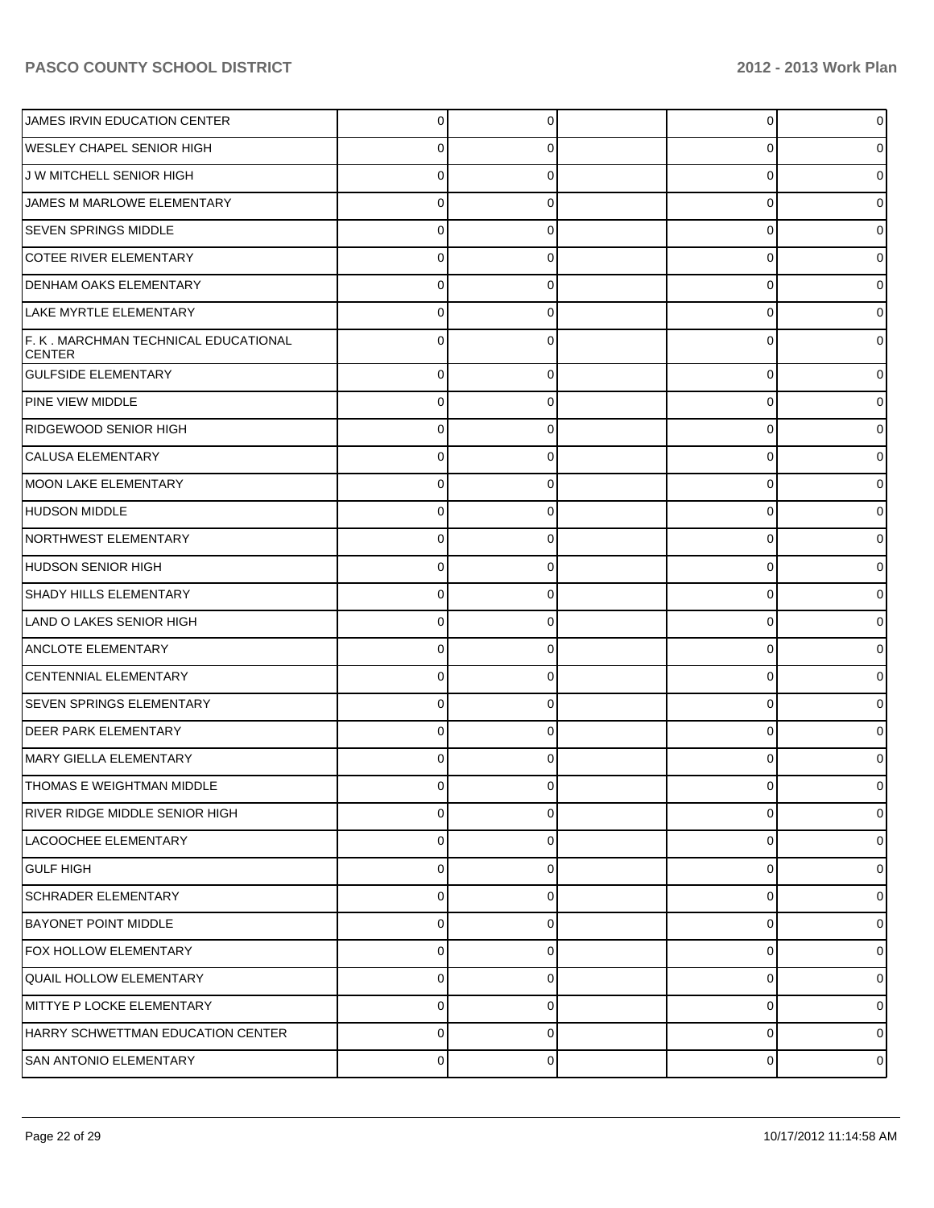| | | | | | |
|---|---|---|---|---|---|
| JAMES IRVIN EDUCATION CENTER | 0 | 0 | | 0 | 0 |
| WESLEY CHAPEL SENIOR HIGH | 0 | 0 | | 0 | 0 |
| J W MITCHELL SENIOR HIGH | 0 | 0 | | 0 | 0 |
| JAMES M MARLOWE ELEMENTARY | 0 | 0 | | 0 | 0 |
| SEVEN SPRINGS MIDDLE | 0 | 0 | | 0 | 0 |
| COTEE RIVER ELEMENTARY | 0 | 0 | | 0 | 0 |
| DENHAM OAKS ELEMENTARY | 0 | 0 | | 0 | 0 |
| LAKE MYRTLE ELEMENTARY | 0 | 0 | | 0 | 0 |
| F. K . MARCHMAN TECHNICAL EDUCATIONAL CENTER | 0 | 0 | | 0 | 0 |
| GULFSIDE ELEMENTARY | 0 | 0 | | 0 | 0 |
| PINE VIEW MIDDLE | 0 | 0 | | 0 | 0 |
| RIDGEWOOD SENIOR HIGH | 0 | 0 | | 0 | 0 |
| CALUSA ELEMENTARY | 0 | 0 | | 0 | 0 |
| MOON LAKE ELEMENTARY | 0 | 0 | | 0 | 0 |
| HUDSON MIDDLE | 0 | 0 | | 0 | 0 |
| NORTHWEST ELEMENTARY | 0 | 0 | | 0 | 0 |
| HUDSON SENIOR HIGH | 0 | 0 | | 0 | 0 |
| SHADY HILLS ELEMENTARY | 0 | 0 | | 0 | 0 |
| LAND O LAKES SENIOR HIGH | 0 | 0 | | 0 | 0 |
| ANCLOTE ELEMENTARY | 0 | 0 | | 0 | 0 |
| CENTENNIAL ELEMENTARY | 0 | 0 | | 0 | 0 |
| SEVEN SPRINGS ELEMENTARY | 0 | 0 | | 0 | 0 |
| DEER PARK ELEMENTARY | 0 | 0 | | 0 | 0 |
| MARY GIELLA ELEMENTARY | 0 | 0 | | 0 | 0 |
| THOMAS E WEIGHTMAN MIDDLE | 0 | 0 | | 0 | 0 |
| RIVER RIDGE MIDDLE SENIOR HIGH | 0 | 0 | | 0 | 0 |
| LACOOCHEE ELEMENTARY | 0 | 0 | | 0 | 0 |
| GULF HIGH | 0 | 0 | | 0 | 0 |
| SCHRADER ELEMENTARY | 0 | 0 | | 0 | 0 |
| BAYONET POINT MIDDLE | 0 | 0 | | 0 | 0 |
| FOX HOLLOW ELEMENTARY | 0 | 0 | | 0 | 0 |
| QUAIL HOLLOW ELEMENTARY | 0 | 0 | | 0 | 0 |
| MITTYE P LOCKE ELEMENTARY | 0 | 0 | | 0 | 0 |
| HARRY SCHWETTMAN EDUCATION CENTER | 0 | 0 | | 0 | 0 |
| SAN ANTONIO ELEMENTARY | 0 | 0 | | 0 | 0 |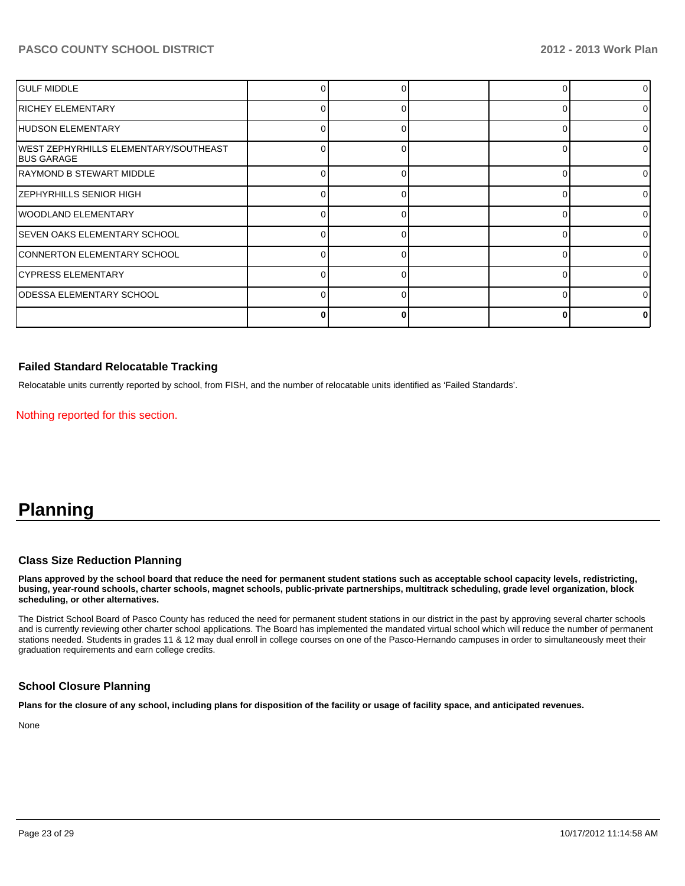| | | | | | |
|---|---|---|---|---|---|
| GULF MIDDLE | 0 | 0 | | 0 | 0 |
| RICHEY ELEMENTARY | 0 | 0 | | 0 | 0 |
| HUDSON ELEMENTARY | 0 | 0 | | 0 | 0 |
| WEST ZEPHYRHILLS ELEMENTARY/SOUTHEAST BUS GARAGE | 0 | 0 | | 0 | 0 |
| RAYMOND B STEWART MIDDLE | 0 | 0 | | 0 | 0 |
| ZEPHYRHILLS SENIOR HIGH | 0 | 0 | | 0 | 0 |
| WOODLAND ELEMENTARY | 0 | 0 | | 0 | 0 |
| SEVEN OAKS ELEMENTARY SCHOOL | 0 | 0 | | 0 | 0 |
| CONNERTON ELEMENTARY SCHOOL | 0 | 0 | | 0 | 0 |
| CYPRESS ELEMENTARY | 0 | 0 | | 0 | 0 |
| ODESSA ELEMENTARY SCHOOL | 0 | 0 | | 0 | 0 |
| | **0** | **0** | | **0** | **0** |

### Failed Standard Relocatable Tracking

Relocatable units currently reported by school, from FISH, and the number of relocatable units identified as 'Failed Standards'.

Nothing reported for this section.

# Planning

### Class Size Reduction Planning

**Plans approved by the school board that reduce the need for permanent student stations such as acceptable school capacity levels, redistricting, busing, year-round schools, charter schools, magnet schools, public-private partnerships, multitrack scheduling, grade level organization, block scheduling, or other alternatives.**

The District School Board of Pasco County has reduced the need for permanent student stations in our district in the past by approving several charter schools and is currently reviewing other charter school applications. The Board has implemented the mandated virtual school which will reduce the number of permanent stations needed. Students in grades 11 & 12 may dual enroll in college courses on one of the Pasco-Hernando campuses in order to simultaneously meet their graduation requirements and earn college credits.

### School Closure Planning

**Plans for the closure of any school, including plans for disposition of the facility or usage of facility space, and anticipated revenues.**

None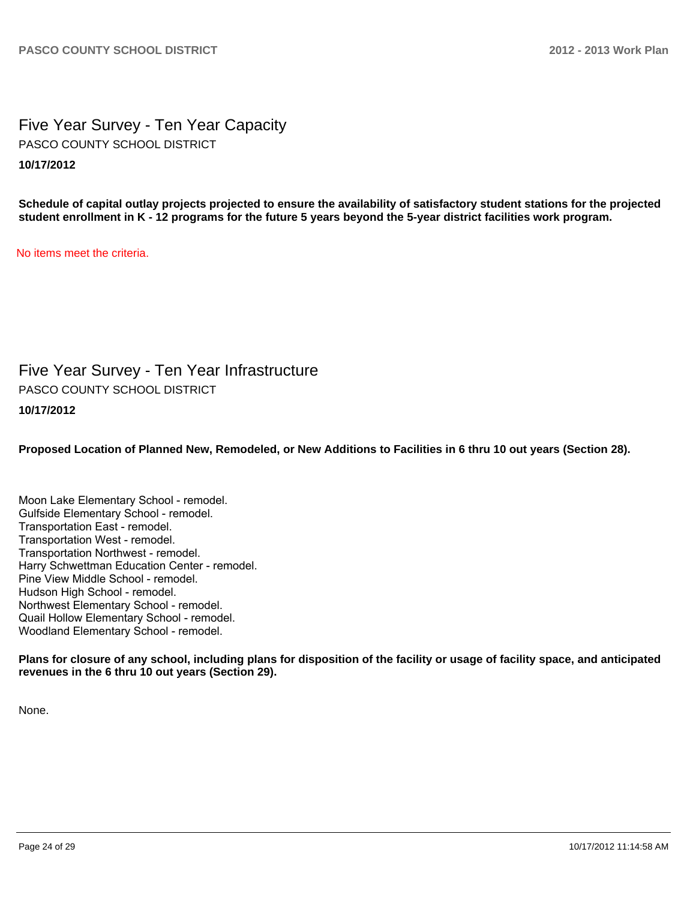## Five Year Survey - Ten Year Capacity

PASCO COUNTY SCHOOL DISTRICT

**10/17/2012**

**Schedule of capital outlay projects projected to ensure the availability of satisfactory student stations for the projected student enrollment in K - 12 programs for the future 5 years beyond the 5-year district facilities work program.**

No items meet the criteria.

## Five Year Survey - Ten Year Infrastructure

PASCO COUNTY SCHOOL DISTRICT

**10/17/2012**

**Proposed Location of Planned New, Remodeled, or New Additions to Facilities in 6 thru 10 out years (Section 28).**

Moon Lake Elementary School - remodel.
Gulfside Elementary School - remodel.
Transportation East - remodel.
Transportation West - remodel.
Transportation Northwest - remodel.
Harry Schwettman Education Center - remodel.
Pine View Middle School - remodel.
Hudson High School - remodel.
Northwest Elementary School - remodel.
Quail Hollow Elementary School - remodel.
Woodland Elementary School - remodel.

**Plans for closure of any school, including plans for disposition of the facility or usage of facility space, and anticipated revenues in the 6 thru 10 out years (Section 29).**

None.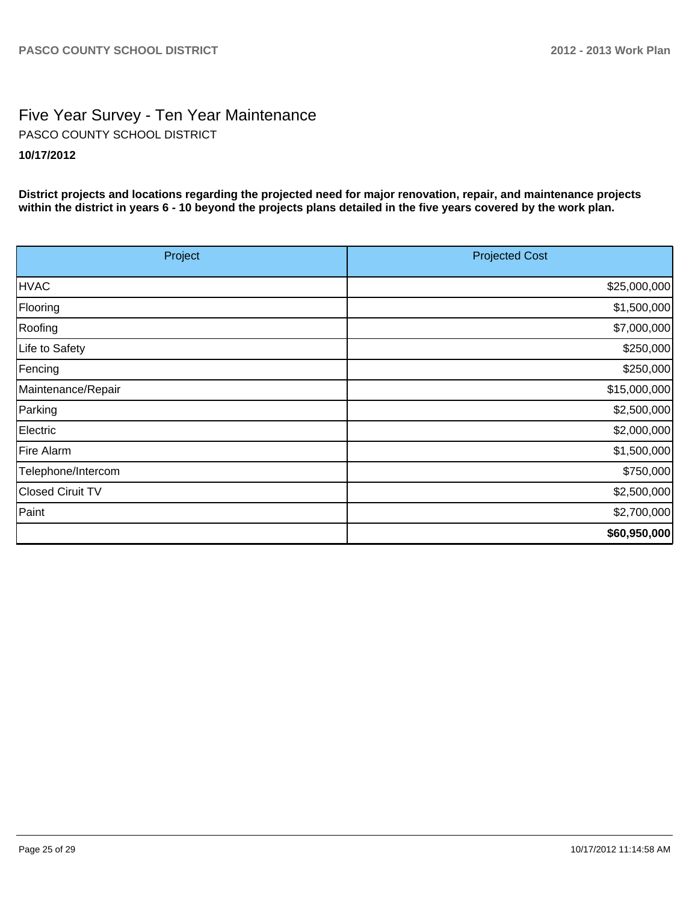# Five Year Survey - Ten Year Maintenance

PASCO COUNTY SCHOOL DISTRICT

**10/17/2012**

**District projects and locations regarding the projected need for major renovation, repair, and maintenance projects within the district in years 6 - 10 beyond the projects plans detailed in the five years covered by the work plan.**

| Project | Projected Cost |
|---|---:|
| HVAC | $25,000,000 |
| Flooring | $1,500,000 |
| Roofing | $7,000,000 |
| Life to Safety | $250,000 |
| Fencing | $250,000 |
| Maintenance/Repair | $15,000,000 |
| Parking | $2,500,000 |
| Electric | $2,000,000 |
| Fire Alarm | $1,500,000 |
| Telephone/Intercom | $750,000 |
| Closed Ciruit TV | $2,500,000 |
| Paint | $2,700,000 |
| | **$60,950,000** |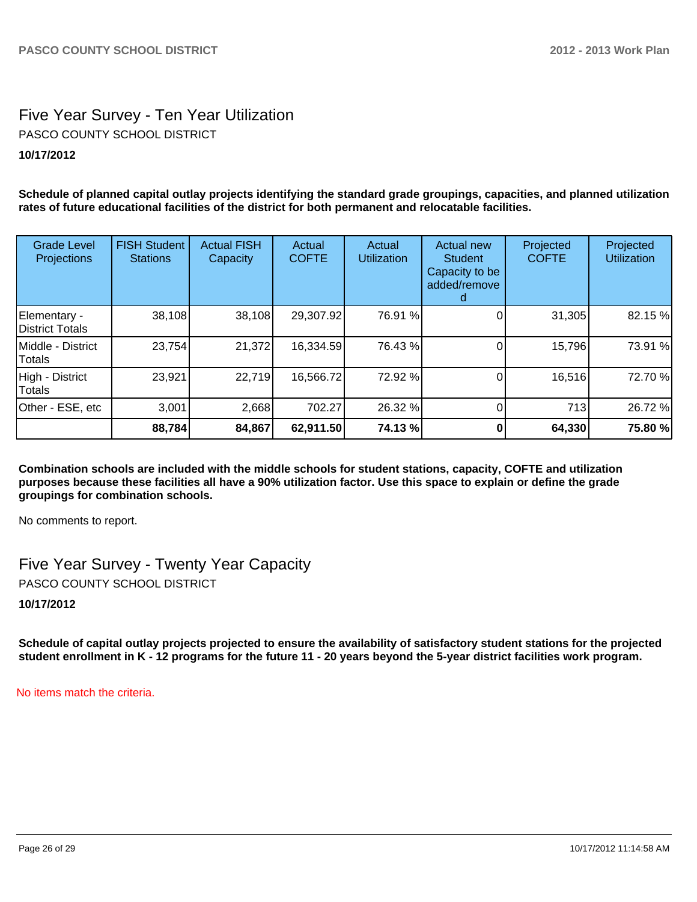## Five Year Survey - Ten Year Utilization

PASCO COUNTY SCHOOL DISTRICT

**10/17/2012**

**Schedule of planned capital outlay projects identifying the standard grade groupings, capacities, and planned utilization rates of future educational facilities of the district for both permanent and relocatable facilities.**

| Grade Level Projections | FISH Student Stations | Actual FISH Capacity | Actual COFTE | Actual Utilization | Actual new Student Capacity to be added/removed | Projected COFTE | Projected Utilization |
|---|---|---|---|---|---|---|---|
| Elementary - District Totals | 38,108 | 38,108 | 29,307.92 | 76.91 % | 0 | 31,305 | 82.15 % |
| Middle - District Totals | 23,754 | 21,372 | 16,334.59 | 76.43 % | 0 | 15,796 | 73.91 % |
| High - District Totals | 23,921 | 22,719 | 16,566.72 | 72.92 % | 0 | 16,516 | 72.70 % |
| Other - ESE, etc | 3,001 | 2,668 | 702.27 | 26.32 % | 0 | 713 | 26.72 % |
| | **88,784** | **84,867** | **62,911.50** | **74.13 %** | **0** | **64,330** | **75.80 %** |

**Combination schools are included with the middle schools for student stations, capacity, COFTE and utilization purposes because these facilities all have a 90% utilization factor. Use this space to explain or define the grade groupings for combination schools.**

No comments to report.

## Five Year Survey - Twenty Year Capacity

PASCO COUNTY SCHOOL DISTRICT

**10/17/2012**

**Schedule of capital outlay projects projected to ensure the availability of satisfactory student stations for the projected student enrollment in K - 12 programs for the future 11 - 20 years beyond the 5-year district facilities work program.**

No items match the criteria.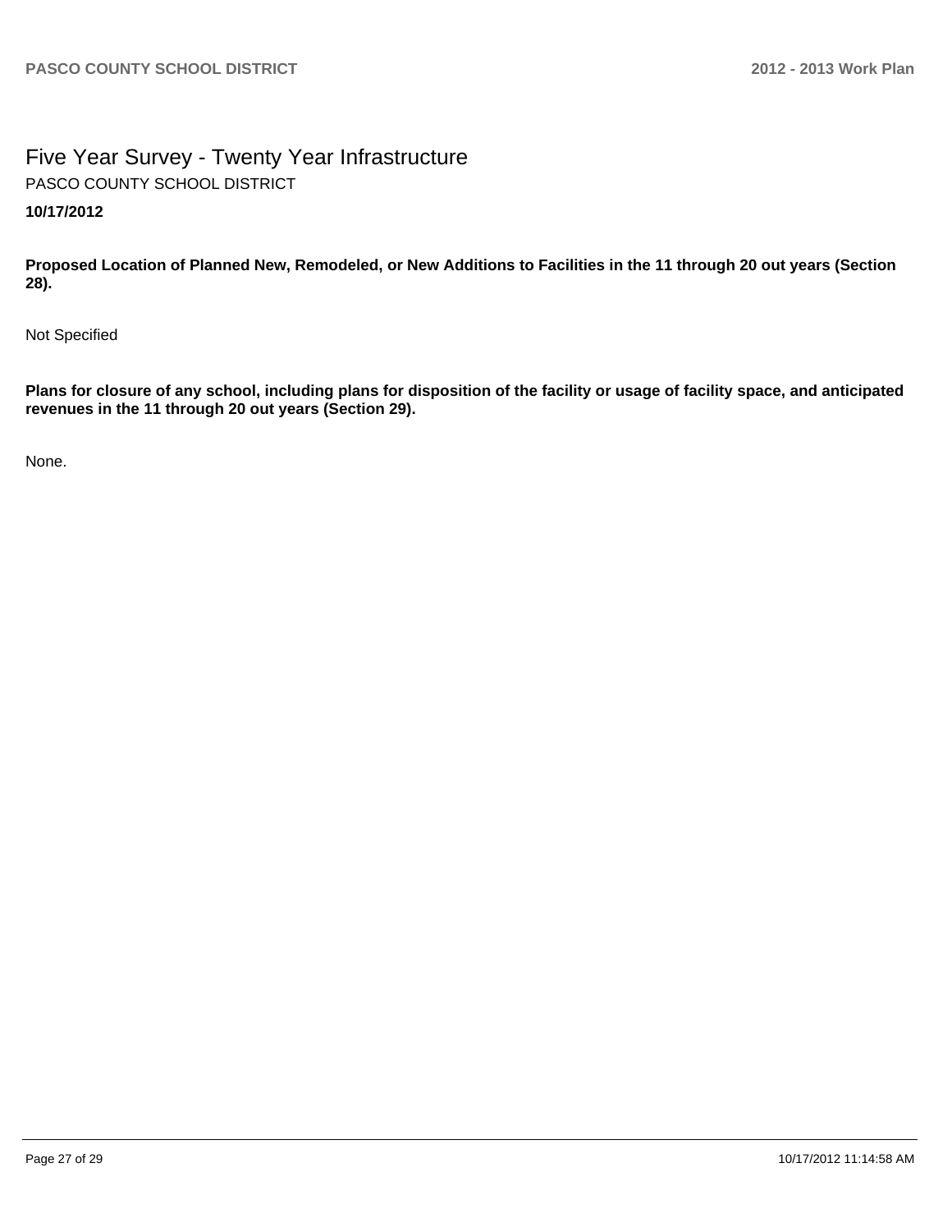# Five Year Survey - Twenty Year Infrastructure

PASCO COUNTY SCHOOL DISTRICT

**10/17/2012**

**Proposed Location of Planned New, Remodeled, or New Additions to Facilities in the 11 through 20 out years (Section 28).**

Not Specified

**Plans for closure of any school, including plans for disposition of the facility or usage of facility space, and anticipated revenues in the 11 through 20 out years (Section 29).**

None.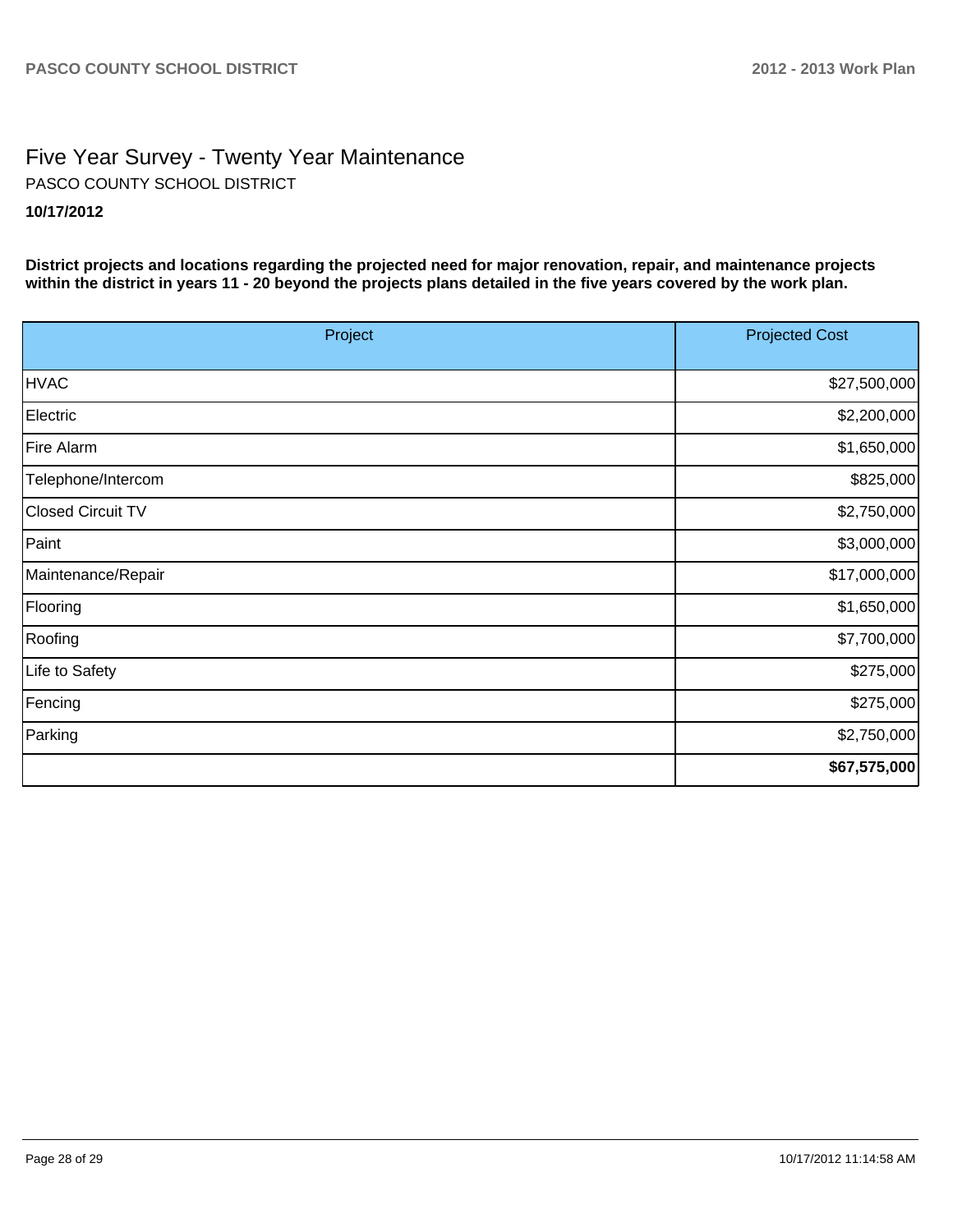# Five Year Survey - Twenty Year Maintenance

PASCO COUNTY SCHOOL DISTRICT

**10/17/2012**

**District projects and locations regarding the projected need for major renovation, repair, and maintenance projects within the district in years 11 - 20 beyond the projects plans detailed in the five years covered by the work plan.**

| Project | Projected Cost |
|---|---:|
| HVAC | $27,500,000 |
| Electric | $2,200,000 |
| Fire Alarm | $1,650,000 |
| Telephone/Intercom | $825,000 |
| Closed Circuit TV | $2,750,000 |
| Paint | $3,000,000 |
| Maintenance/Repair | $17,000,000 |
| Flooring | $1,650,000 |
| Roofing | $7,700,000 |
| Life to Safety | $275,000 |
| Fencing | $275,000 |
| Parking | $2,750,000 |
| | **$67,575,000** |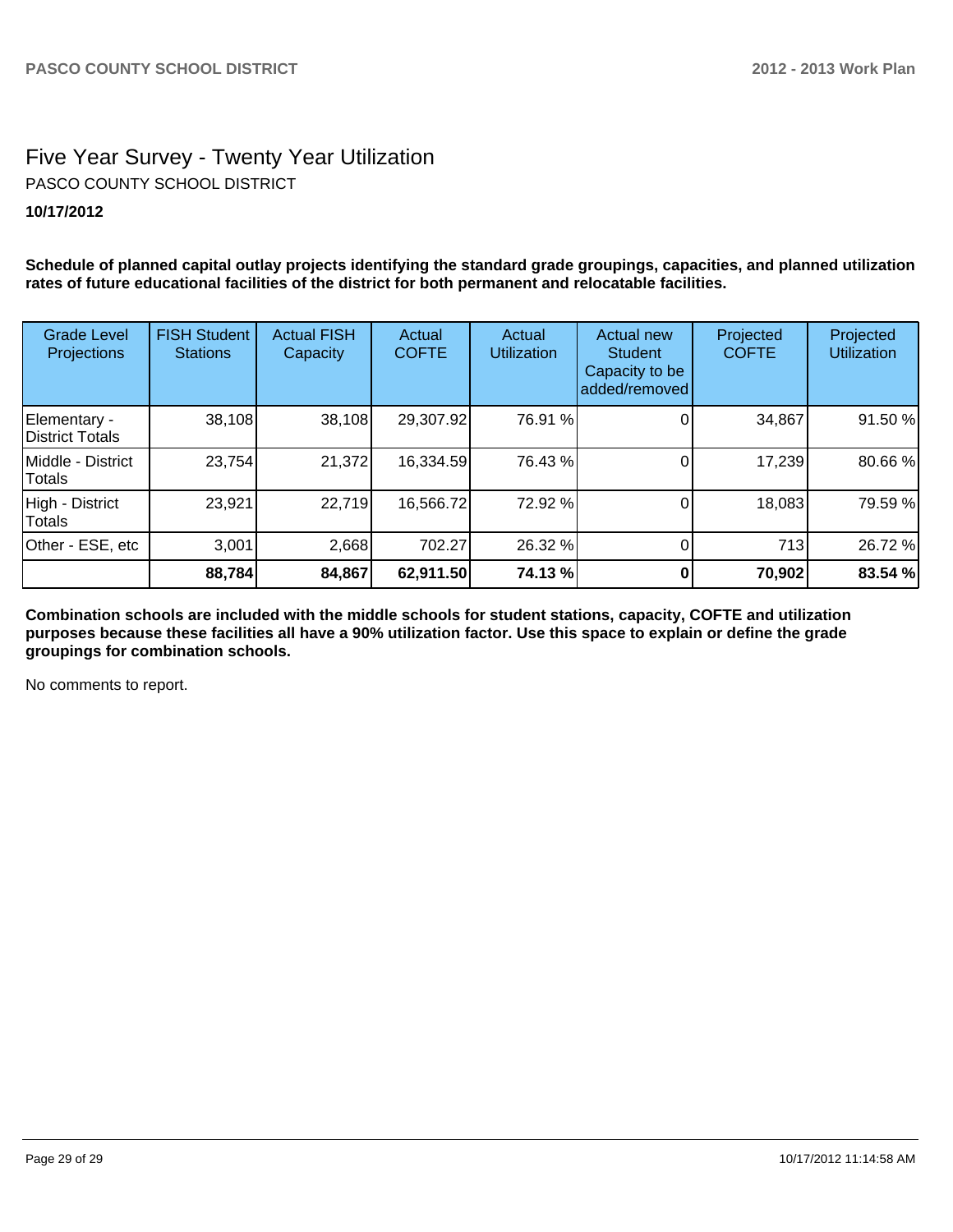# Five Year Survey - Twenty Year Utilization

PASCO COUNTY SCHOOL DISTRICT

**10/17/2012**

**Schedule of planned capital outlay projects identifying the standard grade groupings, capacities, and planned utilization rates of future educational facilities of the district for both permanent and relocatable facilities.**

| Grade Level Projections | FISH Student Stations | Actual FISH Capacity | Actual COFTE | Actual Utilization | Actual new Student Capacity to be added/removed | Projected COFTE | Projected Utilization |
|---|---|---|---|---|---|---|---|
| Elementary - District Totals | 38,108 | 38,108 | 29,307.92 | 76.91 % | 0 | 34,867 | 91.50 % |
| Middle - District Totals | 23,754 | 21,372 | 16,334.59 | 76.43 % | 0 | 17,239 | 80.66 % |
| High - District Totals | 23,921 | 22,719 | 16,566.72 | 72.92 % | 0 | 18,083 | 79.59 % |
| Other - ESE, etc | 3,001 | 2,668 | 702.27 | 26.32 % | 0 | 713 | 26.72 % |
| | **88,784** | **84,867** | **62,911.50** | **74.13 %** | **0** | **70,902** | **83.54 %** |

**Combination schools are included with the middle schools for student stations, capacity, COFTE and utilization purposes because these facilities all have a 90% utilization factor. Use this space to explain or define the grade groupings for combination schools.**

No comments to report.